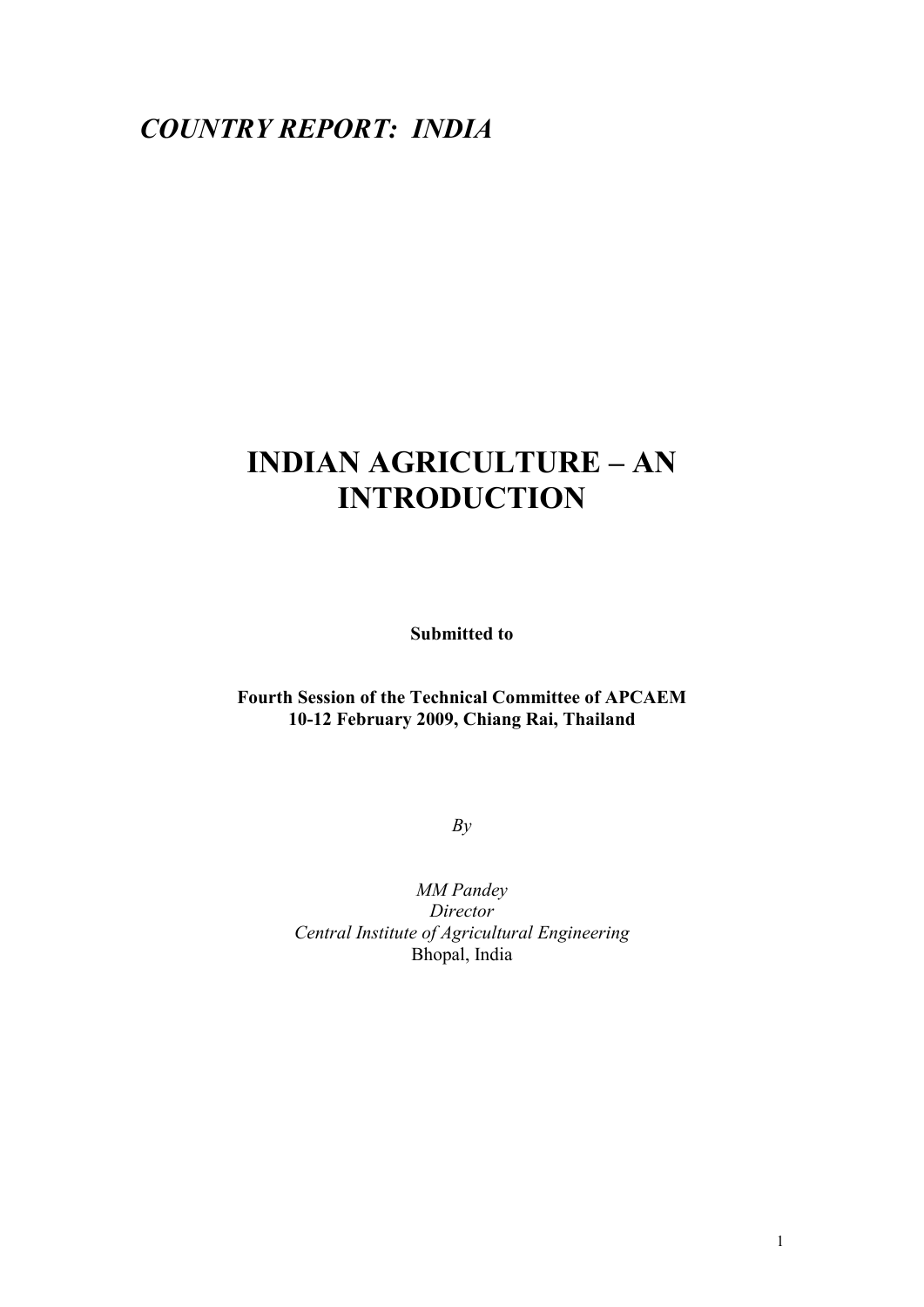*COUNTRY REPORT: INDIA*

# INDIAN AGRICULTURE – AN INTRODUCTION

**Submitted to**

**Fourth Session of the Technical Committee of APCAEM**
**10-12 February 2009, Chiang Rai, Thailand**

*By*

*MM Pandey*
*Director*
*Central Institute of Agricultural Engineering*
Bhopal, India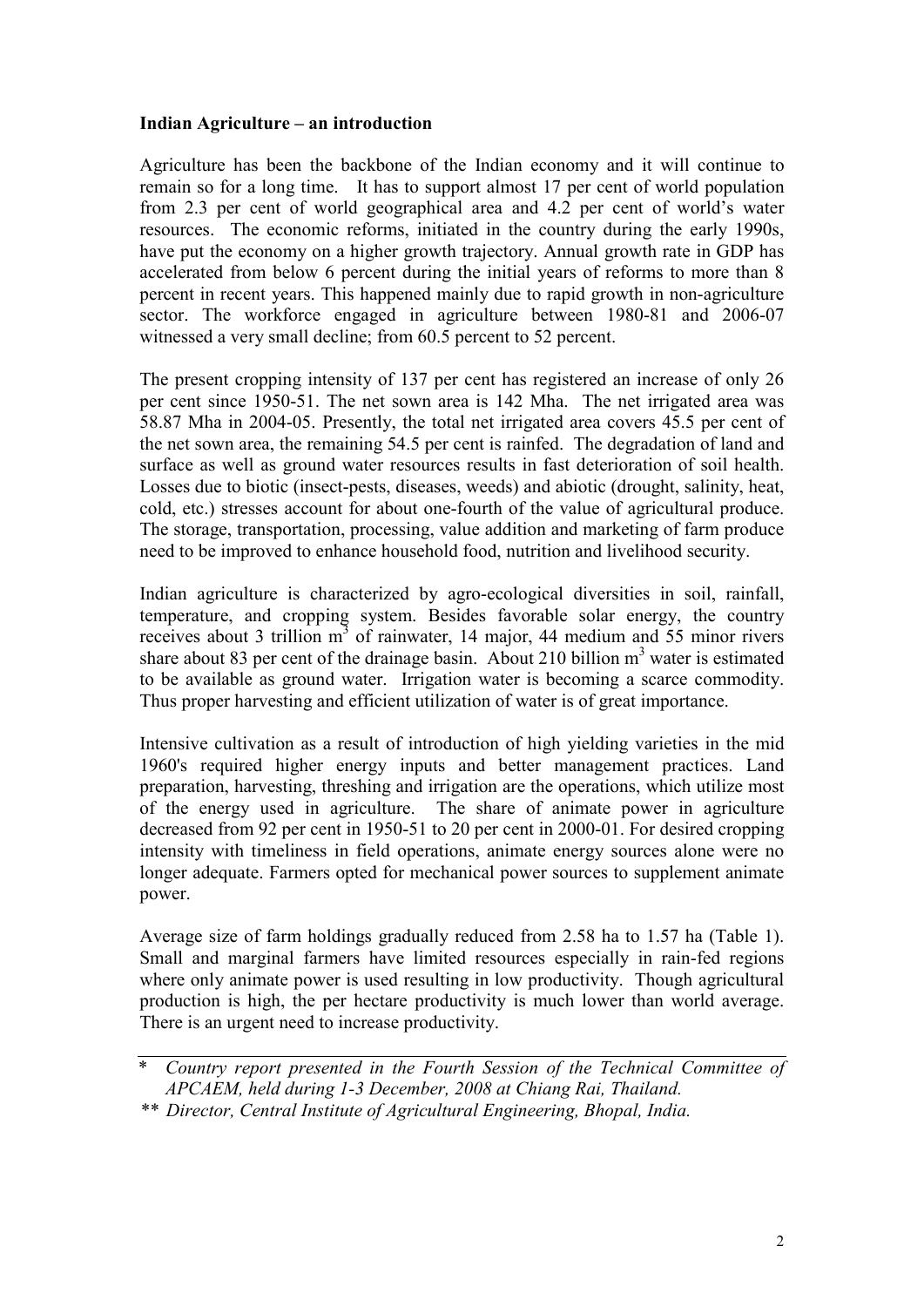**Indian Agriculture – an introduction**

Agriculture has been the backbone of the Indian economy and it will continue to remain so for a long time. It has to support almost 17 per cent of world population from 2.3 per cent of world geographical area and 4.2 per cent of world's water resources. The economic reforms, initiated in the country during the early 1990s, have put the economy on a higher growth trajectory. Annual growth rate in GDP has accelerated from below 6 percent during the initial years of reforms to more than 8 percent in recent years. This happened mainly due to rapid growth in non-agriculture sector. The workforce engaged in agriculture between 1980-81 and 2006-07 witnessed a very small decline; from 60.5 percent to 52 percent.

The present cropping intensity of 137 per cent has registered an increase of only 26 per cent since 1950-51. The net sown area is 142 Mha. The net irrigated area was 58.87 Mha in 2004-05. Presently, the total net irrigated area covers 45.5 per cent of the net sown area, the remaining 54.5 per cent is rainfed. The degradation of land and surface as well as ground water resources results in fast deterioration of soil health. Losses due to biotic (insect-pests, diseases, weeds) and abiotic (drought, salinity, heat, cold, etc.) stresses account for about one-fourth of the value of agricultural produce. The storage, transportation, processing, value addition and marketing of farm produce need to be improved to enhance household food, nutrition and livelihood security.

Indian agriculture is characterized by agro-ecological diversities in soil, rainfall, temperature, and cropping system. Besides favorable solar energy, the country receives about 3 trillion $m^3$ of rainwater, 14 major, 44 medium and 55 minor rivers share about 83 per cent of the drainage basin. About 210 billion $m^3$ water is estimated to be available as ground water. Irrigation water is becoming a scarce commodity. Thus proper harvesting and efficient utilization of water is of great importance.

Intensive cultivation as a result of introduction of high yielding varieties in the mid 1960's required higher energy inputs and better management practices. Land preparation, harvesting, threshing and irrigation are the operations, which utilize most of the energy used in agriculture. The share of animate power in agriculture decreased from 92 per cent in 1950-51 to 20 per cent in 2000-01. For desired cropping intensity with timeliness in field operations, animate energy sources alone were no longer adequate. Farmers opted for mechanical power sources to supplement animate power.

Average size of farm holdings gradually reduced from 2.58 ha to 1.57 ha (Table 1). Small and marginal farmers have limited resources especially in rain-fed regions where only animate power is used resulting in low productivity. Though agricultural production is high, the per hectare productivity is much lower than world average. There is an urgent need to increase productivity.

---

\* *Country report presented in the Fourth Session of the Technical Committee of APCAEM, held during 1-3 December, 2008 at Chiang Rai, Thailand.*

\*\* *Director, Central Institute of Agricultural Engineering, Bhopal, India.*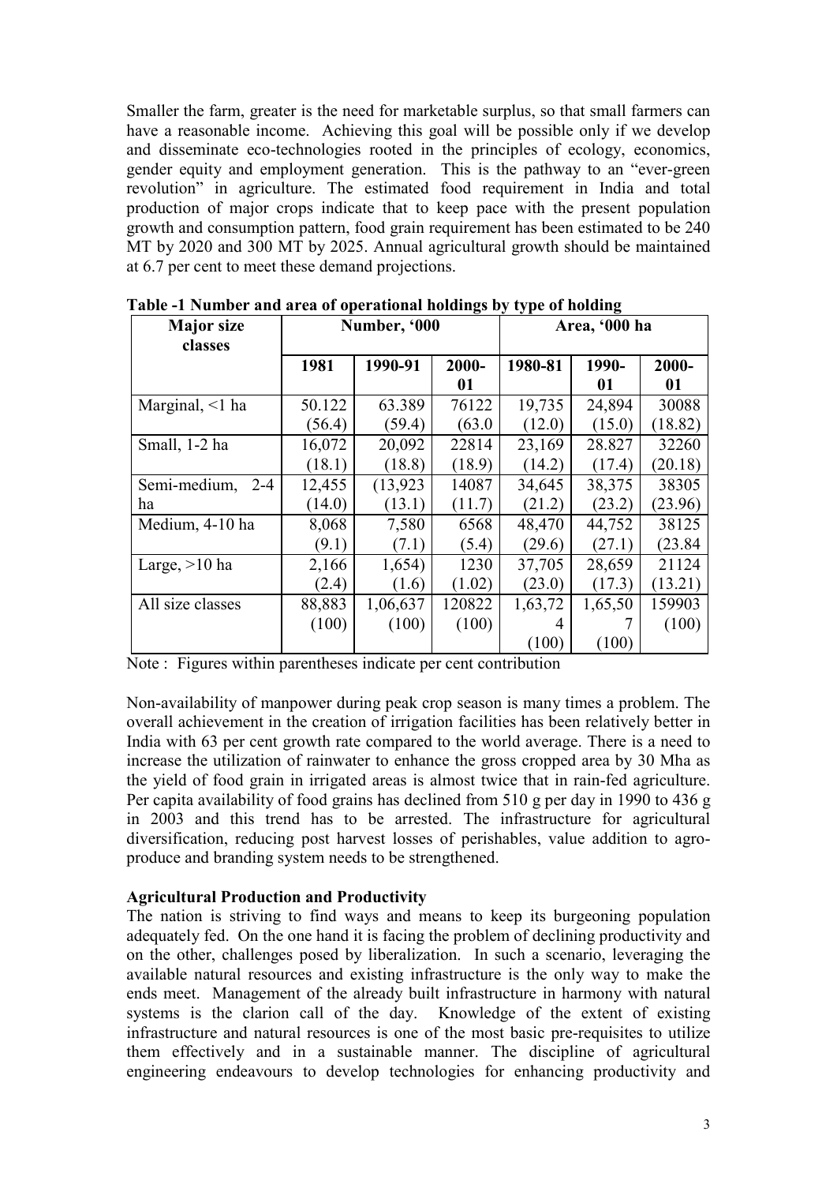Smaller the farm, greater is the need for marketable surplus, so that small farmers can have a reasonable income. Achieving this goal will be possible only if we develop and disseminate eco-technologies rooted in the principles of ecology, economics, gender equity and employment generation. This is the pathway to an "ever-green revolution" in agriculture. The estimated food requirement in India and total production of major crops indicate that to keep pace with the present population growth and consumption pattern, food grain requirement has been estimated to be 240 MT by 2020 and 300 MT by 2025. Annual agricultural growth should be maintained at 6.7 per cent to meet these demand projections.

**Table -1 Number and area of operational holdings by type of holding**

| Major size classes | Number, '000 | | | Area, '000 ha | | |
|---|---|---|---|---|---|---|
| | 1981 | 1990-91 | 2000-01 | 1980-81 | 1990-01 | 2000-01 |
| Marginal, <1 ha | 50.122 (56.4) | 63.389 (59.4) | 76122 (63.0 | 19,735 (12.0) | 24,894 (15.0) | 30088 (18.82) |
| Small, 1-2 ha | 16,072 (18.1) | 20,092 (18.8) | 22814 (18.9) | 23,169 (14.2) | 28.827 (17.4) | 32260 (20.18) |
| Semi-medium, 2-4 ha | 12,455 (14.0) | (13,923 (13.1) | 14087 (11.7) | 34,645 (21.2) | 38,375 (23.2) | 38305 (23.96) |
| Medium, 4-10 ha | 8,068 (9.1) | 7,580 (7.1) | 6568 (5.4) | 48,470 (29.6) | 44,752 (27.1) | 38125 (23.84 |
| Large, >10 ha | 2,166 (2.4) | 1,654) (1.6) | 1230 (1.02) | 37,705 (23.0) | 28,659 (17.3) | 21124 (13.21) |
| All size classes | 88,883 (100) | 1,06,637 (100) | 120822 (100) | 1,63,724 (100) | 1,65,507 (100) | 159903 (100) |

Note : Figures within parentheses indicate per cent contribution

Non-availability of manpower during peak crop season is many times a problem. The overall achievement in the creation of irrigation facilities has been relatively better in India with 63 per cent growth rate compared to the world average. There is a need to increase the utilization of rainwater to enhance the gross cropped area by 30 Mha as the yield of food grain in irrigated areas is almost twice that in rain-fed agriculture. Per capita availability of food grains has declined from 510 g per day in 1990 to 436 g in 2003 and this trend has to be arrested. The infrastructure for agricultural diversification, reducing post harvest losses of perishables, value addition to agro-produce and branding system needs to be strengthened.

**Agricultural Production and Productivity**

The nation is striving to find ways and means to keep its burgeoning population adequately fed. On the one hand it is facing the problem of declining productivity and on the other, challenges posed by liberalization. In such a scenario, leveraging the available natural resources and existing infrastructure is the only way to make the ends meet. Management of the already built infrastructure in harmony with natural systems is the clarion call of the day. Knowledge of the extent of existing infrastructure and natural resources is one of the most basic pre-requisites to utilize them effectively and in a sustainable manner. The discipline of agricultural engineering endeavours to develop technologies for enhancing productivity and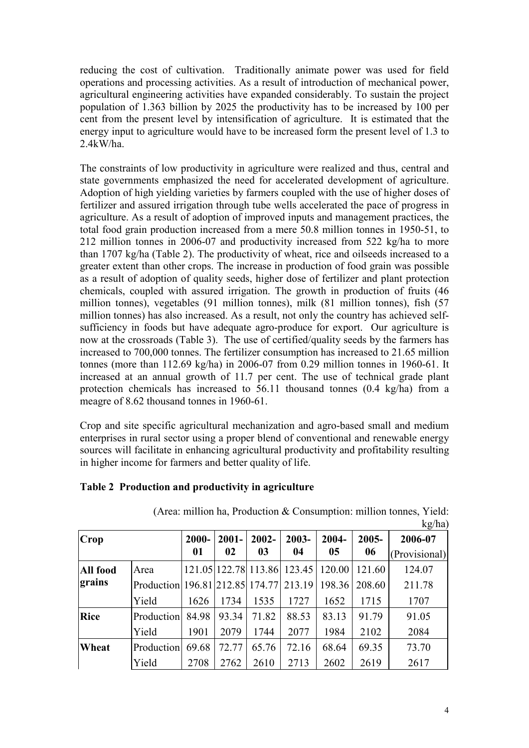reducing the cost of cultivation. Traditionally animate power was used for field operations and processing activities. As a result of introduction of mechanical power, agricultural engineering activities have expanded considerably. To sustain the project population of 1.363 billion by 2025 the productivity has to be increased by 100 per cent from the present level by intensification of agriculture. It is estimated that the energy input to agriculture would have to be increased form the present level of 1.3 to 2.4kW/ha.

The constraints of low productivity in agriculture were realized and thus, central and state governments emphasized the need for accelerated development of agriculture. Adoption of high yielding varieties by farmers coupled with the use of higher doses of fertilizer and assured irrigation through tube wells accelerated the pace of progress in agriculture. As a result of adoption of improved inputs and management practices, the total food grain production increased from a mere 50.8 million tonnes in 1950-51, to 212 million tonnes in 2006-07 and productivity increased from 522 kg/ha to more than 1707 kg/ha (Table 2). The productivity of wheat, rice and oilseeds increased to a greater extent than other crops. The increase in production of food grain was possible as a result of adoption of quality seeds, higher dose of fertilizer and plant protection chemicals, coupled with assured irrigation. The growth in production of fruits (46 million tonnes), vegetables (91 million tonnes), milk (81 million tonnes), fish (57 million tonnes) has also increased. As a result, not only the country has achieved self-sufficiency in foods but have adequate agro-produce for export. Our agriculture is now at the crossroads (Table 3). The use of certified/quality seeds by the farmers has increased to 700,000 tonnes. The fertilizer consumption has increased to 21.65 million tonnes (more than 112.69 kg/ha) in 2006-07 from 0.29 million tonnes in 1960-61. It increased at an annual growth of 11.7 per cent. The use of technical grade plant protection chemicals has increased to 56.11 thousand tonnes (0.4 kg/ha) from a meagre of 8.62 thousand tonnes in 1960-61.

Crop and site specific agricultural mechanization and agro-based small and medium enterprises in rural sector using a proper blend of conventional and renewable energy sources will facilitate in enhancing agricultural productivity and profitability resulting in higher income for farmers and better quality of life.

**Table 2 Production and productivity in agriculture**

(Area: million ha, Production & Consumption: million tonnes, Yield: kg/ha)

| Crop | | 2000-01 | 2001-02 | 2002-03 | 2003-04 | 2004-05 | 2005-06 | 2006-07 (Provisional) |
|---|---|---|---|---|---|---|---|---|
| **All food grains** | Area | 121.05 | 122.78 | 113.86 | 123.45 | 120.00 | 121.60 | 124.07 |
| | Production | 196.81 | 212.85 | 174.77 | 213.19 | 198.36 | 208.60 | 211.78 |
| | Yield | 1626 | 1734 | 1535 | 1727 | 1652 | 1715 | 1707 |
| **Rice** | Production | 84.98 | 93.34 | 71.82 | 88.53 | 83.13 | 91.79 | 91.05 |
| | Yield | 1901 | 2079 | 1744 | 2077 | 1984 | 2102 | 2084 |
| **Wheat** | Production | 69.68 | 72.77 | 65.76 | 72.16 | 68.64 | 69.35 | 73.70 |
| | Yield | 2708 | 2762 | 2610 | 2713 | 2602 | 2619 | 2617 |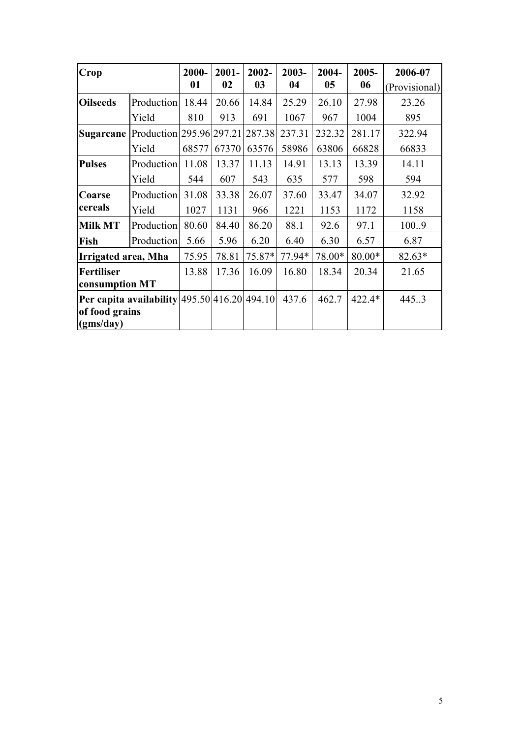| Crop | | 2000-01 | 2001-02 | 2002-03 | 2003-04 | 2004-05 | 2005-06 | 2006-07 (Provisional) |
|---|---|---|---|---|---|---|---|---|
| **Oilseeds** | Production | 18.44 | 20.66 | 14.84 | 25.29 | 26.10 | 27.98 | 23.26 |
| | Yield | 810 | 913 | 691 | 1067 | 967 | 1004 | 895 |
| **Sugarcane** | Production | 295.96 | 297.21 | 287.38 | 237.31 | 232.32 | 281.17 | 322.94 |
| | Yield | 68577 | 67370 | 63576 | 58986 | 63806 | 66828 | 66833 |
| **Pulses** | Production | 11.08 | 13.37 | 11.13 | 14.91 | 13.13 | 13.39 | 14.11 |
| | Yield | 544 | 607 | 543 | 635 | 577 | 598 | 594 |
| **Coarse cereals** | Production | 31.08 | 33.38 | 26.07 | 37.60 | 33.47 | 34.07 | 32.92 |
| | Yield | 1027 | 1131 | 966 | 1221 | 1153 | 1172 | 1158 |
| **Milk MT** | Production | 80.60 | 84.40 | 86.20 | 88.1 | 92.6 | 97.1 | 100..9 |
| **Fish** | Production | 5.66 | 5.96 | 6.20 | 6.40 | 6.30 | 6.57 | 6.87 |
| **Irrigated area, Mha** | | 75.95 | 78.81 | 75.87* | 77.94* | 78.00* | 80.00* | 82.63* |
| **Fertiliser consumption MT** | | 13.88 | 17.36 | 16.09 | 16.80 | 18.34 | 20.34 | 21.65 |
| **Per capita availability of food grains (gms/day)** | | 495.50 | 416.20 | 494.10 | 437.6 | 462.7 | 422.4* | 445..3 |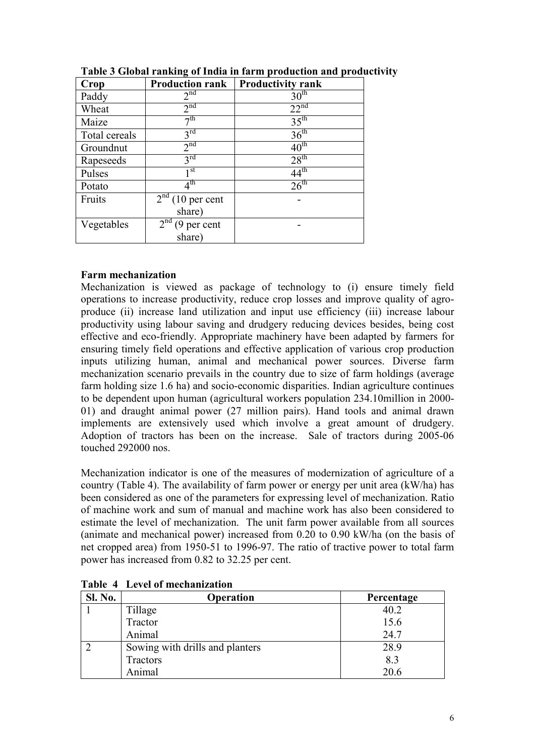**Table 3 Global ranking of India in farm production and productivity**

| Crop | Production rank | Productivity rank |
|---|---|---|
| Paddy | 2nd | 30th |
| Wheat | 2nd | 22nd |
| Maize | 7th | 35th |
| Total cereals | 3rd | 36th |
| Groundnut | 2nd | 40th |
| Rapeseeds | 3rd | 28th |
| Pulses | 1st | 44th |
| Potato | 4th | 26th |
| Fruits | 2nd (10 per cent share) | - |
| Vegetables | 2nd (9 per cent share) | - |

**Farm mechanization**

Mechanization is viewed as package of technology to (i) ensure timely field operations to increase productivity, reduce crop losses and improve quality of agro-produce (ii) increase land utilization and input use efficiency (iii) increase labour productivity using labour saving and drudgery reducing devices besides, being cost effective and eco-friendly. Appropriate machinery have been adapted by farmers for ensuring timely field operations and effective application of various crop production inputs utilizing human, animal and mechanical power sources. Diverse farm mechanization scenario prevails in the country due to size of farm holdings (average farm holding size 1.6 ha) and socio-economic disparities. Indian agriculture continues to be dependent upon human (agricultural workers population 234.10million in 2000-01) and draught animal power (27 million pairs). Hand tools and animal drawn implements are extensively used which involve a great amount of drudgery. Adoption of tractors has been on the increase. Sale of tractors during 2005-06 touched 292000 nos.

Mechanization indicator is one of the measures of modernization of agriculture of a country (Table 4). The availability of farm power or energy per unit area (kW/ha) has been considered as one of the parameters for expressing level of mechanization. Ratio of machine work and sum of manual and machine work has also been considered to estimate the level of mechanization. The unit farm power available from all sources (animate and mechanical power) increased from 0.20 to 0.90 kW/ha (on the basis of net cropped area) from 1950-51 to 1996-97. The ratio of tractive power to total farm power has increased from 0.82 to 32.25 per cent.

**Table 4 Level of mechanization**

| Sl. No. | Operation | Percentage |
|---|---|---|
| 1 | Tillage | 40.2 |
| | Tractor | 15.6 |
| | Animal | 24.7 |
| 2 | Sowing with drills and planters | 28.9 |
| | Tractors | 8.3 |
| | Animal | 20.6 |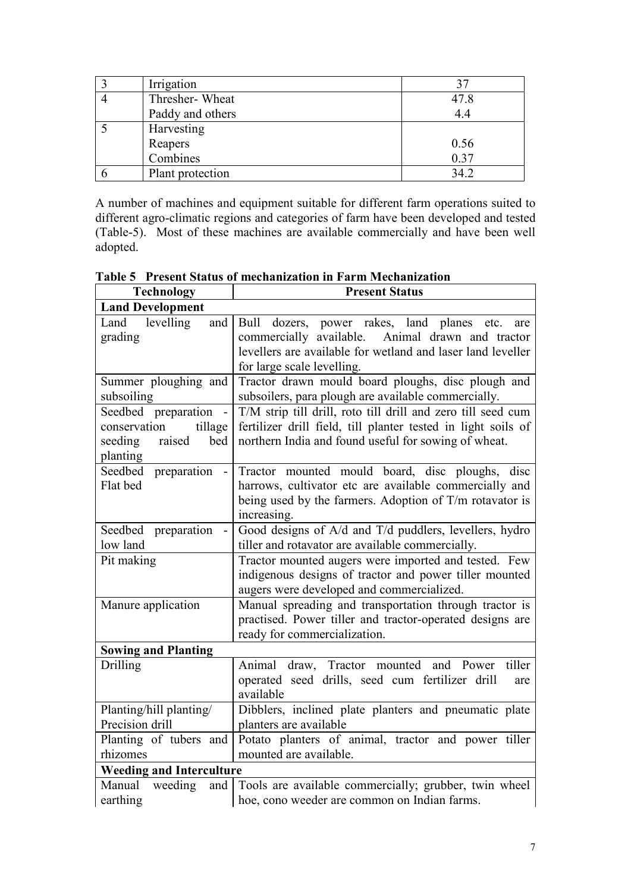| 3 | Irrigation | 37 |
|---|---|---|
| 4 | Thresher- Wheat<br>Paddy and others | 47.8<br>4.4 |
| 5 | Harvesting<br>Reapers<br>Combines | <br>0.56<br>0.37 |
| 6 | Plant protection | 34.2 |

A number of machines and equipment suitable for different farm operations suited to different agro-climatic regions and categories of farm have been developed and tested (Table-5). Most of these machines are available commercially and have been well adopted.

**Table 5 Present Status of mechanization in Farm Mechanization**

| Technology | Present Status |
|---|---|
| **Land Development** | |
| Land levelling and grading | Bull dozers, power rakes, land planes etc. are commercially available. Animal drawn and tractor levellers are available for wetland and laser land leveller for large scale levelling. |
| Summer ploughing and subsoiling | Tractor drawn mould board ploughs, disc plough and subsoilers, para plough are available commercially. |
| Seedbed preparation - conservation tillage seeding raised bed planting | T/M strip till drill, roto till drill and zero till seed cum fertilizer drill field, till planter tested in light soils of northern India and found useful for sowing of wheat. |
| Seedbed preparation - Flat bed | Tractor mounted mould board, disc ploughs, disc harrows, cultivator etc are available commercially and being used by the farmers. Adoption of T/m rotavator is increasing. |
| Seedbed preparation - low land | Good designs of A/d and T/d puddlers, levellers, hydro tiller and rotavator are available commercially. |
| Pit making | Tractor mounted augers were imported and tested. Few indigenous designs of tractor and power tiller mounted augers were developed and commercialized. |
| Manure application | Manual spreading and transportation through tractor is practised. Power tiller and tractor-operated designs are ready for commercialization. |
| **Sowing and Planting** | |
| Drilling | Animal draw, Tractor mounted and Power tiller operated seed drills, seed cum fertilizer drill are available |
| Planting/hill planting/ Precision drill | Dibblers, inclined plate planters and pneumatic plate planters are available |
| Planting of tubers and rhizomes | Potato planters of animal, tractor and power tiller mounted are available. |
| **Weeding and Interculture** | |
| Manual weeding and earthing | Tools are available commercially; grubber, twin wheel hoe, cono weeder are common on Indian farms. |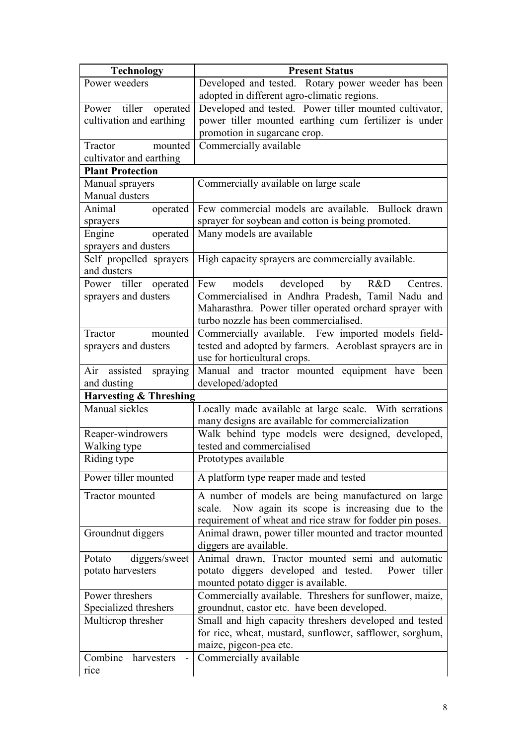| Technology | Present Status |
|---|---|
| Power weeders | Developed and tested. Rotary power weeder has been adopted in different agro-climatic regions. |
| Power tiller operated cultivation and earthing | Developed and tested. Power tiller mounted cultivator, power tiller mounted earthing cum fertilizer is under promotion in sugarcane crop. |
| Tractor mounted cultivator and earthing | Commercially available |
| **Plant Protection** | |
| Manual sprayers<br>Manual dusters | Commercially available on large scale |
| Animal operated sprayers | Few commercial models are available. Bullock drawn sprayer for soybean and cotton is being promoted. |
| Engine operated sprayers and dusters | Many models are available |
| Self propelled sprayers and dusters | High capacity sprayers are commercially available. |
| Power tiller operated sprayers and dusters | Few models developed by R&D Centres. Commercialised in Andhra Pradesh, Tamil Nadu and Maharasthra. Power tiller operated orchard sprayer with turbo nozzle has been commercialised. |
| Tractor mounted sprayers and dusters | Commercially available. Few imported models field-tested and adopted by farmers. Aeroblast sprayers are in use for horticultural crops. |
| Air assisted spraying and dusting | Manual and tractor mounted equipment have been developed/adopted |
| **Harvesting & Threshing** | |
| Manual sickles | Locally made available at large scale. With serrations many designs are available for commercialization |
| Reaper-windrowers<br>Walking type | Walk behind type models were designed, developed, tested and commercialised |
| Riding type | Prototypes available |
| Power tiller mounted | A platform type reaper made and tested |
| Tractor mounted | A number of models are being manufactured on large scale. Now again its scope is increasing due to the requirement of wheat and rice straw for fodder pin poses. |
| Groundnut diggers | Animal drawn, power tiller mounted and tractor mounted diggers are available. |
| Potato diggers/sweet potato harvesters | Animal drawn, Tractor mounted semi and automatic potato diggers developed and tested. Power tiller mounted potato digger is available. |
| Power threshers<br>Specialized threshers | Commercially available. Threshers for sunflower, maize, groundnut, castor etc. have been developed. |
| Multicrop thresher | Small and high capacity threshers developed and tested for rice, wheat, mustard, sunflower, safflower, sorghum, maize, pigeon-pea etc. |
| Combine harvesters - rice | Commercially available |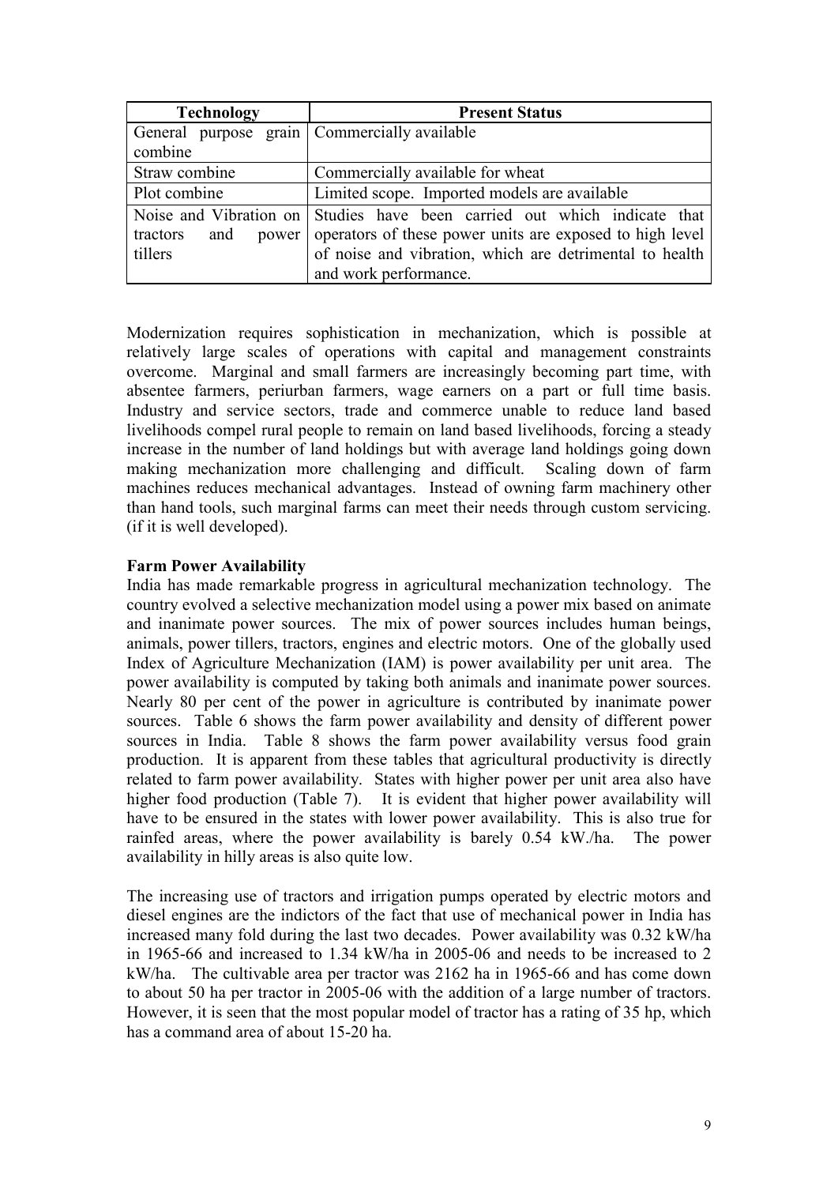| Technology | Present Status |
| --- | --- |
| General purpose grain combine | Commercially available |
| Straw combine | Commercially available for wheat |
| Plot combine | Limited scope. Imported models are available |
| Noise and Vibration on tractors and power tillers | Studies have been carried out which indicate that operators of these power units are exposed to high level of noise and vibration, which are detrimental to health and work performance. |

Modernization requires sophistication in mechanization, which is possible at relatively large scales of operations with capital and management constraints overcome. Marginal and small farmers are increasingly becoming part time, with absentee farmers, periurban farmers, wage earners on a part or full time basis. Industry and service sectors, trade and commerce unable to reduce land based livelihoods compel rural people to remain on land based livelihoods, forcing a steady increase in the number of land holdings but with average land holdings going down making mechanization more challenging and difficult. Scaling down of farm machines reduces mechanical advantages. Instead of owning farm machinery other than hand tools, such marginal farms can meet their needs through custom servicing. (if it is well developed).

**Farm Power Availability**

India has made remarkable progress in agricultural mechanization technology. The country evolved a selective mechanization model using a power mix based on animate and inanimate power sources. The mix of power sources includes human beings, animals, power tillers, tractors, engines and electric motors. One of the globally used Index of Agriculture Mechanization (IAM) is power availability per unit area. The power availability is computed by taking both animals and inanimate power sources. Nearly 80 per cent of the power in agriculture is contributed by inanimate power sources. Table 6 shows the farm power availability and density of different power sources in India. Table 8 shows the farm power availability versus food grain production. It is apparent from these tables that agricultural productivity is directly related to farm power availability. States with higher power per unit area also have higher food production (Table 7). It is evident that higher power availability will have to be ensured in the states with lower power availability. This is also true for rainfed areas, where the power availability is barely 0.54 kW./ha. The power availability in hilly areas is also quite low.

The increasing use of tractors and irrigation pumps operated by electric motors and diesel engines are the indictors of the fact that use of mechanical power in India has increased many fold during the last two decades. Power availability was 0.32 kW/ha in 1965-66 and increased to 1.34 kW/ha in 2005-06 and needs to be increased to 2 kW/ha. The cultivable area per tractor was 2162 ha in 1965-66 and has come down to about 50 ha per tractor in 2005-06 with the addition of a large number of tractors. However, it is seen that the most popular model of tractor has a rating of 35 hp, which has a command area of about 15-20 ha.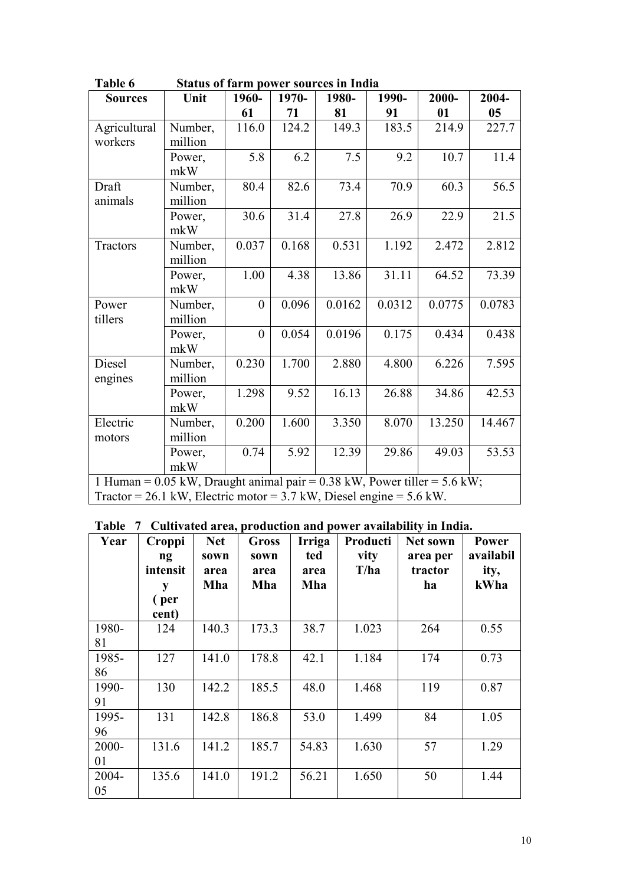**Table 6 Status of farm power sources in India**

| Sources | Unit | 1960-61 | 1970-71 | 1980-81 | 1990-91 | 2000-01 | 2004-05 |
|---|---|---|---|---|---|---|---|
| Agricultural workers | Number, million | 116.0 | 124.2 | 149.3 | 183.5 | 214.9 | 227.7 |
| | Power, mkW | 5.8 | 6.2 | 7.5 | 9.2 | 10.7 | 11.4 |
| Draft animals | Number, million | 80.4 | 82.6 | 73.4 | 70.9 | 60.3 | 56.5 |
| | Power, mkW | 30.6 | 31.4 | 27.8 | 26.9 | 22.9 | 21.5 |
| Tractors | Number, million | 0.037 | 0.168 | 0.531 | 1.192 | 2.472 | 2.812 |
| | Power, mkW | 1.00 | 4.38 | 13.86 | 31.11 | 64.52 | 73.39 |
| Power tillers | Number, million | 0 | 0.096 | 0.0162 | 0.0312 | 0.0775 | 0.0783 |
| | Power, mkW | 0 | 0.054 | 0.0196 | 0.175 | 0.434 | 0.438 |
| Diesel engines | Number, million | 0.230 | 1.700 | 2.880 | 4.800 | 6.226 | 7.595 |
| | Power, mkW | 1.298 | 9.52 | 16.13 | 26.88 | 34.86 | 42.53 |
| Electric motors | Number, million | 0.200 | 1.600 | 3.350 | 8.070 | 13.250 | 14.467 |
| | Power, mkW | 0.74 | 5.92 | 12.39 | 29.86 | 49.03 | 53.53 |
| 1 Human = 0.05 kW, Draught animal pair = 0.38 kW, Power tiller = 5.6 kW; Tractor = 26.1 kW, Electric motor = 3.7 kW, Diesel engine = 5.6 kW. | | | | | | | |

**Table 7 Cultivated area, production and power availability in India.**

| Year | Cropping intensity (per cent) | Net sown area Mha | Gross sown area Mha | Irrigated area Mha | Productivity T/ha | Net sown area per tractor ha | Power availability, kWha |
|---|---|---|---|---|---|---|---|
| 1980-81 | 124 | 140.3 | 173.3 | 38.7 | 1.023 | 264 | 0.55 |
| 1985-86 | 127 | 141.0 | 178.8 | 42.1 | 1.184 | 174 | 0.73 |
| 1990-91 | 130 | 142.2 | 185.5 | 48.0 | 1.468 | 119 | 0.87 |
| 1995-96 | 131 | 142.8 | 186.8 | 53.0 | 1.499 | 84 | 1.05 |
| 2000-01 | 131.6 | 141.2 | 185.7 | 54.83 | 1.630 | 57 | 1.29 |
| 2004-05 | 135.6 | 141.0 | 191.2 | 56.21 | 1.650 | 50 | 1.44 |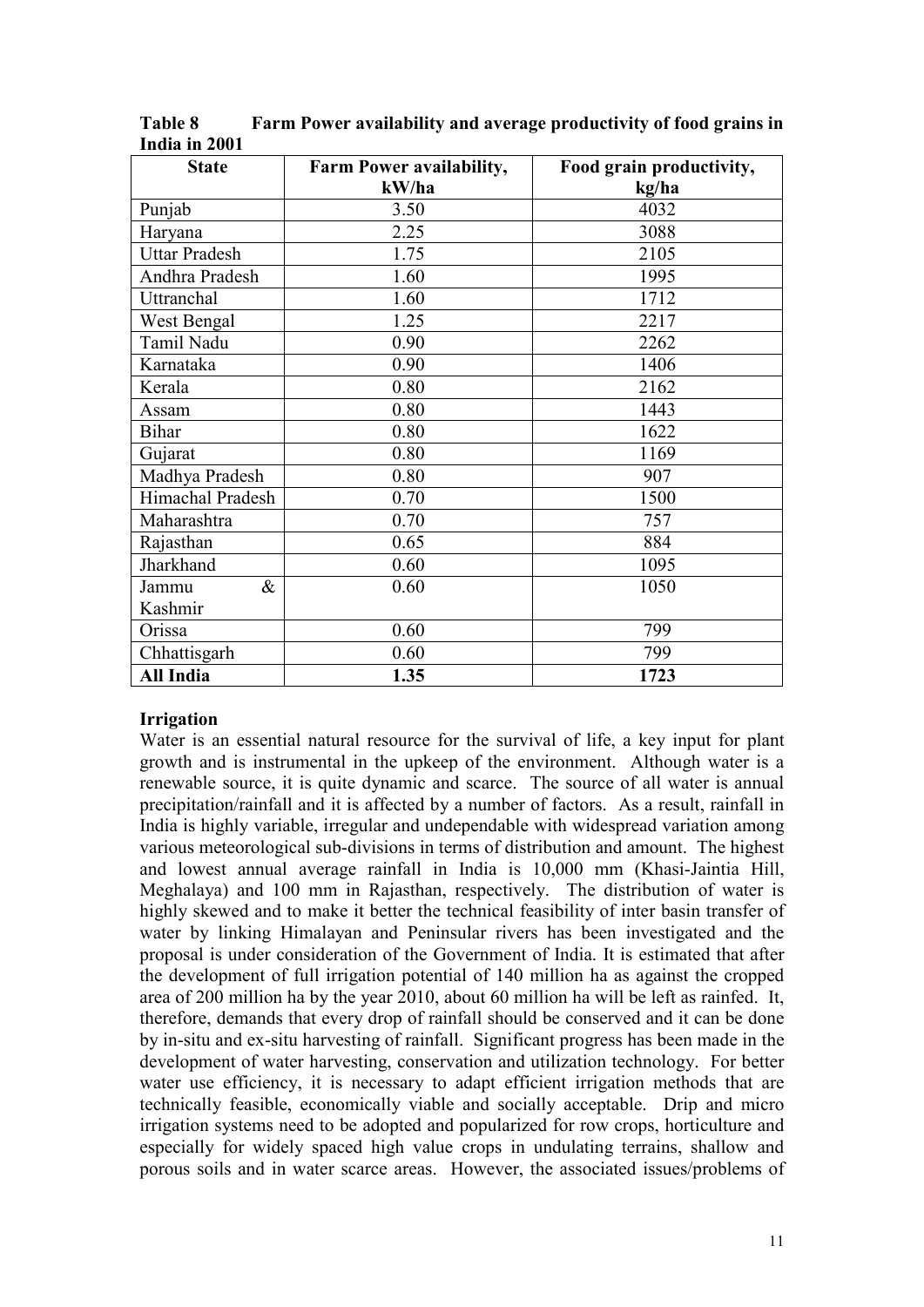**Table 8 Farm Power availability and average productivity of food grains in India in 2001**

| State | Farm Power availability, kW/ha | Food grain productivity, kg/ha |
|---|---|---|
| Punjab | 3.50 | 4032 |
| Haryana | 2.25 | 3088 |
| Uttar Pradesh | 1.75 | 2105 |
| Andhra Pradesh | 1.60 | 1995 |
| Uttranchal | 1.60 | 1712 |
| West Bengal | 1.25 | 2217 |
| Tamil Nadu | 0.90 | 2262 |
| Karnataka | 0.90 | 1406 |
| Kerala | 0.80 | 2162 |
| Assam | 0.80 | 1443 |
| Bihar | 0.80 | 1622 |
| Gujarat | 0.80 | 1169 |
| Madhya Pradesh | 0.80 | 907 |
| Himachal Pradesh | 0.70 | 1500 |
| Maharashtra | 0.70 | 757 |
| Rajasthan | 0.65 | 884 |
| Jharkhand | 0.60 | 1095 |
| Jammu & Kashmir | 0.60 | 1050 |
| Orissa | 0.60 | 799 |
| Chhattisgarh | 0.60 | 799 |
| **All India** | **1.35** | **1723** |

**Irrigation**

Water is an essential natural resource for the survival of life, a key input for plant growth and is instrumental in the upkeep of the environment. Although water is a renewable source, it is quite dynamic and scarce. The source of all water is annual precipitation/rainfall and it is affected by a number of factors. As a result, rainfall in India is highly variable, irregular and undependable with widespread variation among various meteorological sub-divisions in terms of distribution and amount. The highest and lowest annual average rainfall in India is 10,000 mm (Khasi-Jaintia Hill, Meghalaya) and 100 mm in Rajasthan, respectively. The distribution of water is highly skewed and to make it better the technical feasibility of inter basin transfer of water by linking Himalayan and Peninsular rivers has been investigated and the proposal is under consideration of the Government of India. It is estimated that after the development of full irrigation potential of 140 million ha as against the cropped area of 200 million ha by the year 2010, about 60 million ha will be left as rainfed. It, therefore, demands that every drop of rainfall should be conserved and it can be done by in-situ and ex-situ harvesting of rainfall. Significant progress has been made in the development of water harvesting, conservation and utilization technology. For better water use efficiency, it is necessary to adapt efficient irrigation methods that are technically feasible, economically viable and socially acceptable. Drip and micro irrigation systems need to be adopted and popularized for row crops, horticulture and especially for widely spaced high value crops in undulating terrains, shallow and porous soils and in water scarce areas. However, the associated issues/problems of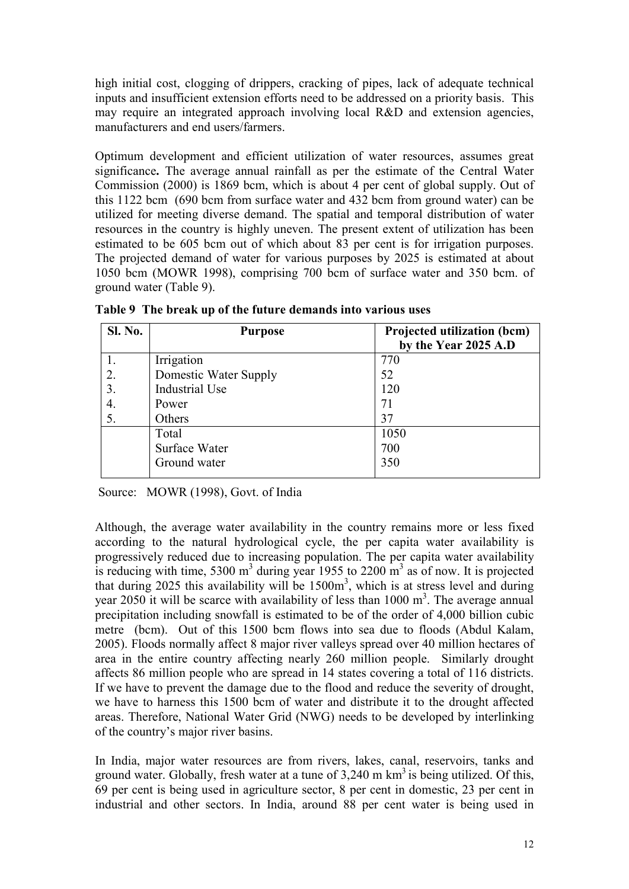high initial cost, clogging of drippers, cracking of pipes, lack of adequate technical inputs and insufficient extension efforts need to be addressed on a priority basis. This may require an integrated approach involving local R&D and extension agencies, manufacturers and end users/farmers.

Optimum development and efficient utilization of water resources, assumes great significance**.** The average annual rainfall as per the estimate of the Central Water Commission (2000) is 1869 bcm, which is about 4 per cent of global supply. Out of this 1122 bcm (690 bcm from surface water and 432 bcm from ground water) can be utilized for meeting diverse demand. The spatial and temporal distribution of water resources in the country is highly uneven. The present extent of utilization has been estimated to be 605 bcm out of which about 83 per cent is for irrigation purposes. The projected demand of water for various purposes by 2025 is estimated at about 1050 bcm (MOWR 1998), comprising 700 bcm of surface water and 350 bcm. of ground water (Table 9).

**Table 9 The break up of the future demands into various uses**

| Sl. No. | Purpose | Projected utilization (bcm) by the Year 2025 A.D |
|---|---|---|
| 1. | Irrigation | 770 |
| 2. | Domestic Water Supply | 52 |
| 3. | Industrial Use | 120 |
| 4. | Power | 71 |
| 5. | Others | 37 |
| | Total | 1050 |
| | Surface Water | 700 |
| | Ground water | 350 |

Source: MOWR (1998), Govt. of India

Although, the average water availability in the country remains more or less fixed according to the natural hydrological cycle, the per capita water availability is progressively reduced due to increasing population. The per capita water availability is reducing with time, 5300 $m^3$ during year 1955 to 2200 $m^3$ as of now. It is projected that during 2025 this availability will be 1500$m^3$, which is at stress level and during year 2050 it will be scarce with availability of less than 1000 $m^3$. The average annual precipitation including snowfall is estimated to be of the order of 4,000 billion cubic metre (bcm). Out of this 1500 bcm flows into sea due to floods (Abdul Kalam, 2005). Floods normally affect 8 major river valleys spread over 40 million hectares of area in the entire country affecting nearly 260 million people. Similarly drought affects 86 million people who are spread in 14 states covering a total of 116 districts. If we have to prevent the damage due to the flood and reduce the severity of drought, we have to harness this 1500 bcm of water and distribute it to the drought affected areas. Therefore, National Water Grid (NWG) needs to be developed by interlinking of the country's major river basins.

In India, major water resources are from rivers, lakes, canal, reservoirs, tanks and ground water. Globally, fresh water at a tune of 3,240 m $km^3$ is being utilized. Of this, 69 per cent is being used in agriculture sector, 8 per cent in domestic, 23 per cent in industrial and other sectors. In India, around 88 per cent water is being used in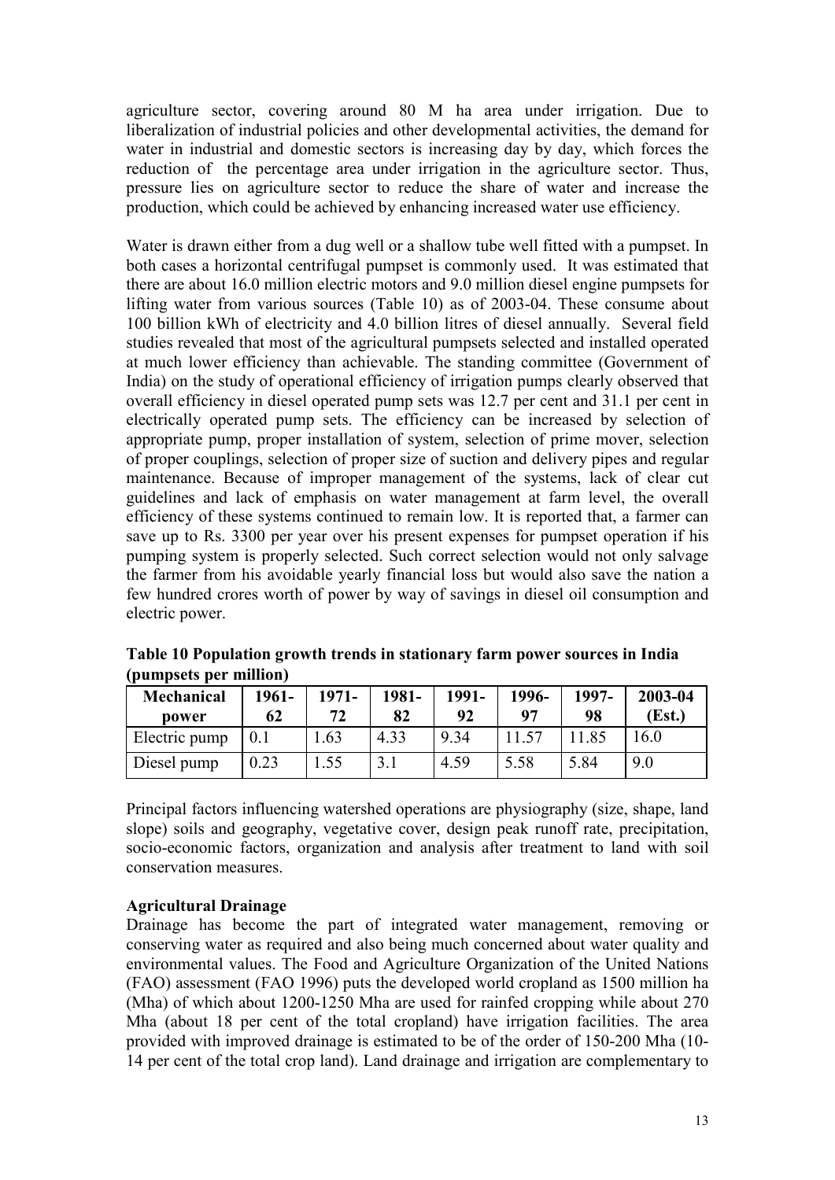agriculture sector, covering around 80 M ha area under irrigation. Due to liberalization of industrial policies and other developmental activities, the demand for water in industrial and domestic sectors is increasing day by day, which forces the reduction of the percentage area under irrigation in the agriculture sector. Thus, pressure lies on agriculture sector to reduce the share of water and increase the production, which could be achieved by enhancing increased water use efficiency.

Water is drawn either from a dug well or a shallow tube well fitted with a pumpset. In both cases a horizontal centrifugal pumpset is commonly used. It was estimated that there are about 16.0 million electric motors and 9.0 million diesel engine pumpsets for lifting water from various sources (Table 10) as of 2003-04. These consume about 100 billion kWh of electricity and 4.0 billion litres of diesel annually. Several field studies revealed that most of the agricultural pumpsets selected and installed operated at much lower efficiency than achievable. The standing committee (Government of India) on the study of operational efficiency of irrigation pumps clearly observed that overall efficiency in diesel operated pump sets was 12.7 per cent and 31.1 per cent in electrically operated pump sets. The efficiency can be increased by selection of appropriate pump, proper installation of system, selection of prime mover, selection of proper couplings, selection of proper size of suction and delivery pipes and regular maintenance. Because of improper management of the systems, lack of clear cut guidelines and lack of emphasis on water management at farm level, the overall efficiency of these systems continued to remain low. It is reported that, a farmer can save up to Rs. 3300 per year over his present expenses for pumpset operation if his pumping system is properly selected. Such correct selection would not only salvage the farmer from his avoidable yearly financial loss but would also save the nation a few hundred crores worth of power by way of savings in diesel oil consumption and electric power.

**Table 10 Population growth trends in stationary farm power sources in India (pumpsets per million)**

| Mechanical power | 1961-62 | 1971-72 | 1981-82 | 1991-92 | 1996-97 | 1997-98 | 2003-04 (Est.) |
|---|---|---|---|---|---|---|---|
| Electric pump | 0.1 | 1.63 | 4.33 | 9.34 | 11.57 | 11.85 | 16.0 |
| Diesel pump | 0.23 | 1.55 | 3.1 | 4.59 | 5.58 | 5.84 | 9.0 |

Principal factors influencing watershed operations are physiography (size, shape, land slope) soils and geography, vegetative cover, design peak runoff rate, precipitation, socio-economic factors, organization and analysis after treatment to land with soil conservation measures.

**Agricultural Drainage**

Drainage has become the part of integrated water management, removing or conserving water as required and also being much concerned about water quality and environmental values. The Food and Agriculture Organization of the United Nations (FAO) assessment (FAO 1996) puts the developed world cropland as 1500 million ha (Mha) of which about 1200-1250 Mha are used for rainfed cropping while about 270 Mha (about 18 per cent of the total cropland) have irrigation facilities. The area provided with improved drainage is estimated to be of the order of 150-200 Mha (10-14 per cent of the total crop land). Land drainage and irrigation are complementary to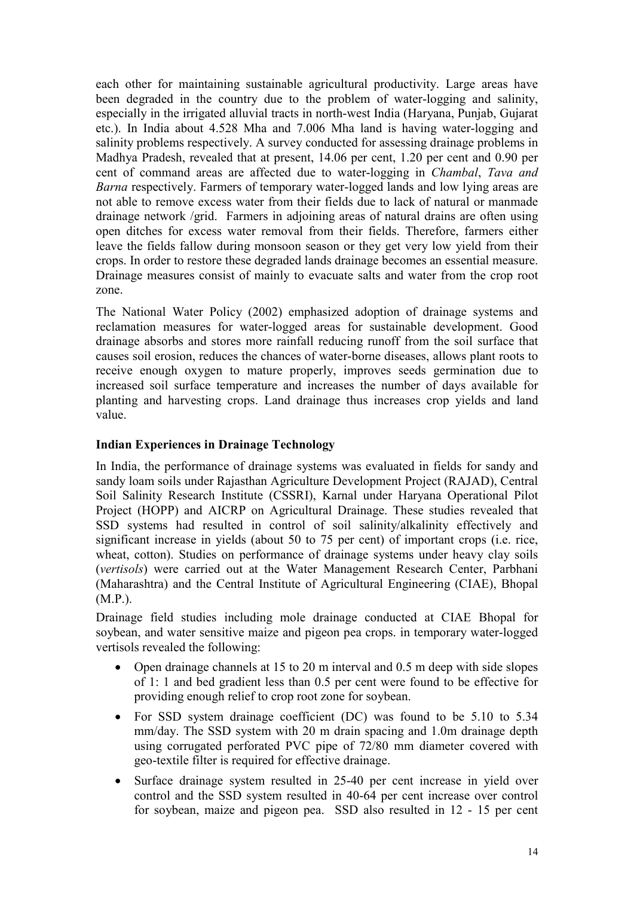each other for maintaining sustainable agricultural productivity. Large areas have been degraded in the country due to the problem of water-logging and salinity, especially in the irrigated alluvial tracts in north-west India (Haryana, Punjab, Gujarat etc.). In India about 4.528 Mha and 7.006 Mha land is having water-logging and salinity problems respectively. A survey conducted for assessing drainage problems in Madhya Pradesh, revealed that at present, 14.06 per cent, 1.20 per cent and 0.90 per cent of command areas are affected due to water-logging in *Chambal*, *Tava and Barna* respectively. Farmers of temporary water-logged lands and low lying areas are not able to remove excess water from their fields due to lack of natural or manmade drainage network /grid. Farmers in adjoining areas of natural drains are often using open ditches for excess water removal from their fields. Therefore, farmers either leave the fields fallow during monsoon season or they get very low yield from their crops. In order to restore these degraded lands drainage becomes an essential measure. Drainage measures consist of mainly to evacuate salts and water from the crop root zone.

The National Water Policy (2002) emphasized adoption of drainage systems and reclamation measures for water-logged areas for sustainable development. Good drainage absorbs and stores more rainfall reducing runoff from the soil surface that causes soil erosion, reduces the chances of water-borne diseases, allows plant roots to receive enough oxygen to mature properly, improves seeds germination due to increased soil surface temperature and increases the number of days available for planting and harvesting crops. Land drainage thus increases crop yields and land value.

**Indian Experiences in Drainage Technology**

In India, the performance of drainage systems was evaluated in fields for sandy and sandy loam soils under Rajasthan Agriculture Development Project (RAJAD), Central Soil Salinity Research Institute (CSSRI), Karnal under Haryana Operational Pilot Project (HOPP) and AICRP on Agricultural Drainage. These studies revealed that SSD systems had resulted in control of soil salinity/alkalinity effectively and significant increase in yields (about 50 to 75 per cent) of important crops (i.e. rice, wheat, cotton). Studies on performance of drainage systems under heavy clay soils (*vertisols*) were carried out at the Water Management Research Center, Parbhani (Maharashtra) and the Central Institute of Agricultural Engineering (CIAE), Bhopal (M.P.).

Drainage field studies including mole drainage conducted at CIAE Bhopal for soybean, and water sensitive maize and pigeon pea crops. in temporary water-logged vertisols revealed the following:

- Open drainage channels at 15 to 20 m interval and 0.5 m deep with side slopes of 1: 1 and bed gradient less than 0.5 per cent were found to be effective for providing enough relief to crop root zone for soybean.
- For SSD system drainage coefficient (DC) was found to be 5.10 to 5.34 mm/day. The SSD system with 20 m drain spacing and 1.0m drainage depth using corrugated perforated PVC pipe of 72/80 mm diameter covered with geo-textile filter is required for effective drainage.
- Surface drainage system resulted in 25-40 per cent increase in yield over control and the SSD system resulted in 40-64 per cent increase over control for soybean, maize and pigeon pea. SSD also resulted in 12 - 15 per cent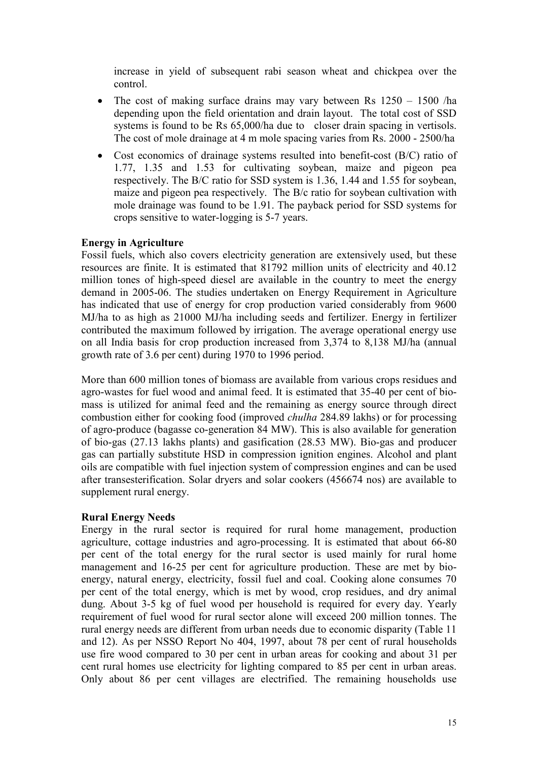increase in yield of subsequent rabi season wheat and chickpea over the control.

- The cost of making surface drains may vary between Rs 1250 – 1500 /ha depending upon the field orientation and drain layout. The total cost of SSD systems is found to be Rs 65,000/ha due to closer drain spacing in vertisols. The cost of mole drainage at 4 m mole spacing varies from Rs. 2000 - 2500/ha
- Cost economics of drainage systems resulted into benefit-cost (B/C) ratio of 1.77, 1.35 and 1.53 for cultivating soybean, maize and pigeon pea respectively. The B/C ratio for SSD system is 1.36, 1.44 and 1.55 for soybean, maize and pigeon pea respectively. The B/c ratio for soybean cultivation with mole drainage was found to be 1.91. The payback period for SSD systems for crops sensitive to water-logging is 5-7 years.

**Energy in Agriculture**

Fossil fuels, which also covers electricity generation are extensively used, but these resources are finite. It is estimated that 81792 million units of electricity and 40.12 million tones of high-speed diesel are available in the country to meet the energy demand in 2005-06. The studies undertaken on Energy Requirement in Agriculture has indicated that use of energy for crop production varied considerably from 9600 MJ/ha to as high as 21000 MJ/ha including seeds and fertilizer. Energy in fertilizer contributed the maximum followed by irrigation. The average operational energy use on all India basis for crop production increased from 3,374 to 8,138 MJ/ha (annual growth rate of 3.6 per cent) during 1970 to 1996 period.

More than 600 million tones of biomass are available from various crops residues and agro-wastes for fuel wood and animal feed. It is estimated that 35-40 per cent of bio-mass is utilized for animal feed and the remaining as energy source through direct combustion either for cooking food (improved *chulha* 284.89 lakhs) or for processing of agro-produce (bagasse co-generation 84 MW). This is also available for generation of bio-gas (27.13 lakhs plants) and gasification (28.53 MW). Bio-gas and producer gas can partially substitute HSD in compression ignition engines. Alcohol and plant oils are compatible with fuel injection system of compression engines and can be used after transesterification. Solar dryers and solar cookers (456674 nos) are available to supplement rural energy.

**Rural Energy Needs**

Energy in the rural sector is required for rural home management, production agriculture, cottage industries and agro-processing. It is estimated that about 66-80 per cent of the total energy for the rural sector is used mainly for rural home management and 16-25 per cent for agriculture production. These are met by bio-energy, natural energy, electricity, fossil fuel and coal. Cooking alone consumes 70 per cent of the total energy, which is met by wood, crop residues, and dry animal dung. About 3-5 kg of fuel wood per household is required for every day. Yearly requirement of fuel wood for rural sector alone will exceed 200 million tonnes. The rural energy needs are different from urban needs due to economic disparity (Table 11 and 12). As per NSSO Report No 404, 1997, about 78 per cent of rural households use fire wood compared to 30 per cent in urban areas for cooking and about 31 per cent rural homes use electricity for lighting compared to 85 per cent in urban areas. Only about 86 per cent villages are electrified. The remaining households use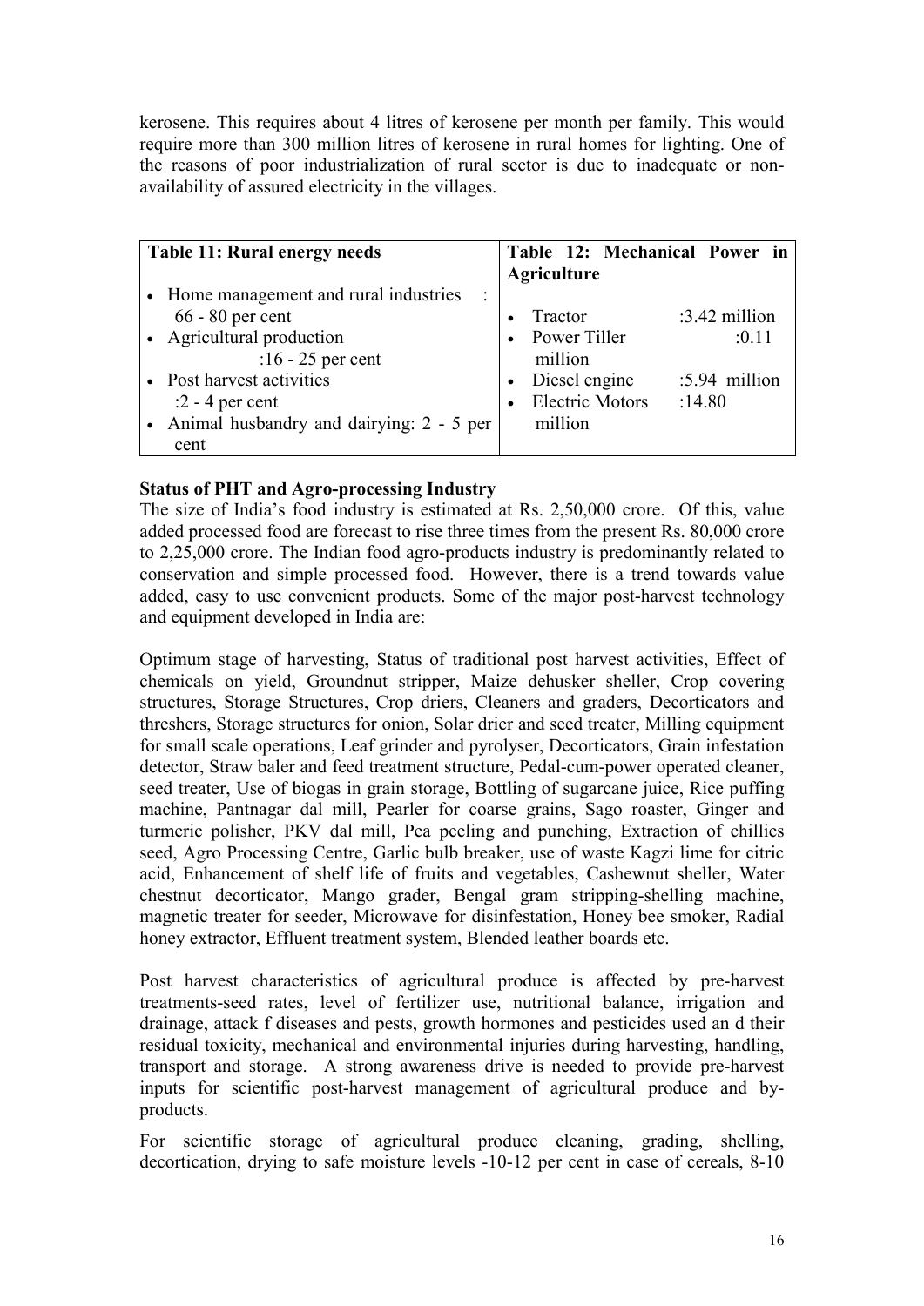kerosene. This requires about 4 litres of kerosene per month per family. This would require more than 300 million litres of kerosene in rural homes for lighting. One of the reasons of poor industrialization of rural sector is due to inadequate or non-availability of assured electricity in the villages.

| Table 11: Rural energy needs | Table 12: Mechanical Power in Agriculture |
|---|---|
| • Home management and rural industries : 66 - 80 per cent<br>• Agricultural production :16 - 25 per cent<br>• Post harvest activities :2 - 4 per cent<br>• Animal husbandry and dairying: 2 - 5 per cent | • Tractor :3.42 million<br>• Power Tiller :0.11 million<br>• Diesel engine :5.94 million<br>• Electric Motors :14.80 million |

**Status of PHT and Agro-processing Industry**

The size of India's food industry is estimated at Rs. 2,50,000 crore. Of this, value added processed food are forecast to rise three times from the present Rs. 80,000 crore to 2,25,000 crore. The Indian food agro-products industry is predominantly related to conservation and simple processed food. However, there is a trend towards value added, easy to use convenient products. Some of the major post-harvest technology and equipment developed in India are:

Optimum stage of harvesting, Status of traditional post harvest activities, Effect of chemicals on yield, Groundnut stripper, Maize dehusker sheller, Crop covering structures, Storage Structures, Crop driers, Cleaners and graders, Decorticators and threshers, Storage structures for onion, Solar drier and seed treater, Milling equipment for small scale operations, Leaf grinder and pyrolyser, Decorticators, Grain infestation detector, Straw baler and feed treatment structure, Pedal-cum-power operated cleaner, seed treater, Use of biogas in grain storage, Bottling of sugarcane juice, Rice puffing machine, Pantnagar dal mill, Pearler for coarse grains, Sago roaster, Ginger and turmeric polisher, PKV dal mill, Pea peeling and punching, Extraction of chillies seed, Agro Processing Centre, Garlic bulb breaker, use of waste Kagzi lime for citric acid, Enhancement of shelf life of fruits and vegetables, Cashewnut sheller, Water chestnut decorticator, Mango grader, Bengal gram stripping-shelling machine, magnetic treater for seeder, Microwave for disinfestation, Honey bee smoker, Radial honey extractor, Effluent treatment system, Blended leather boards etc.

Post harvest characteristics of agricultural produce is affected by pre-harvest treatments-seed rates, level of fertilizer use, nutritional balance, irrigation and drainage, attack f diseases and pests, growth hormones and pesticides used an d their residual toxicity, mechanical and environmental injuries during harvesting, handling, transport and storage. A strong awareness drive is needed to provide pre-harvest inputs for scientific post-harvest management of agricultural produce and by-products.

For scientific storage of agricultural produce cleaning, grading, shelling, decortication, drying to safe moisture levels -10-12 per cent in case of cereals, 8-10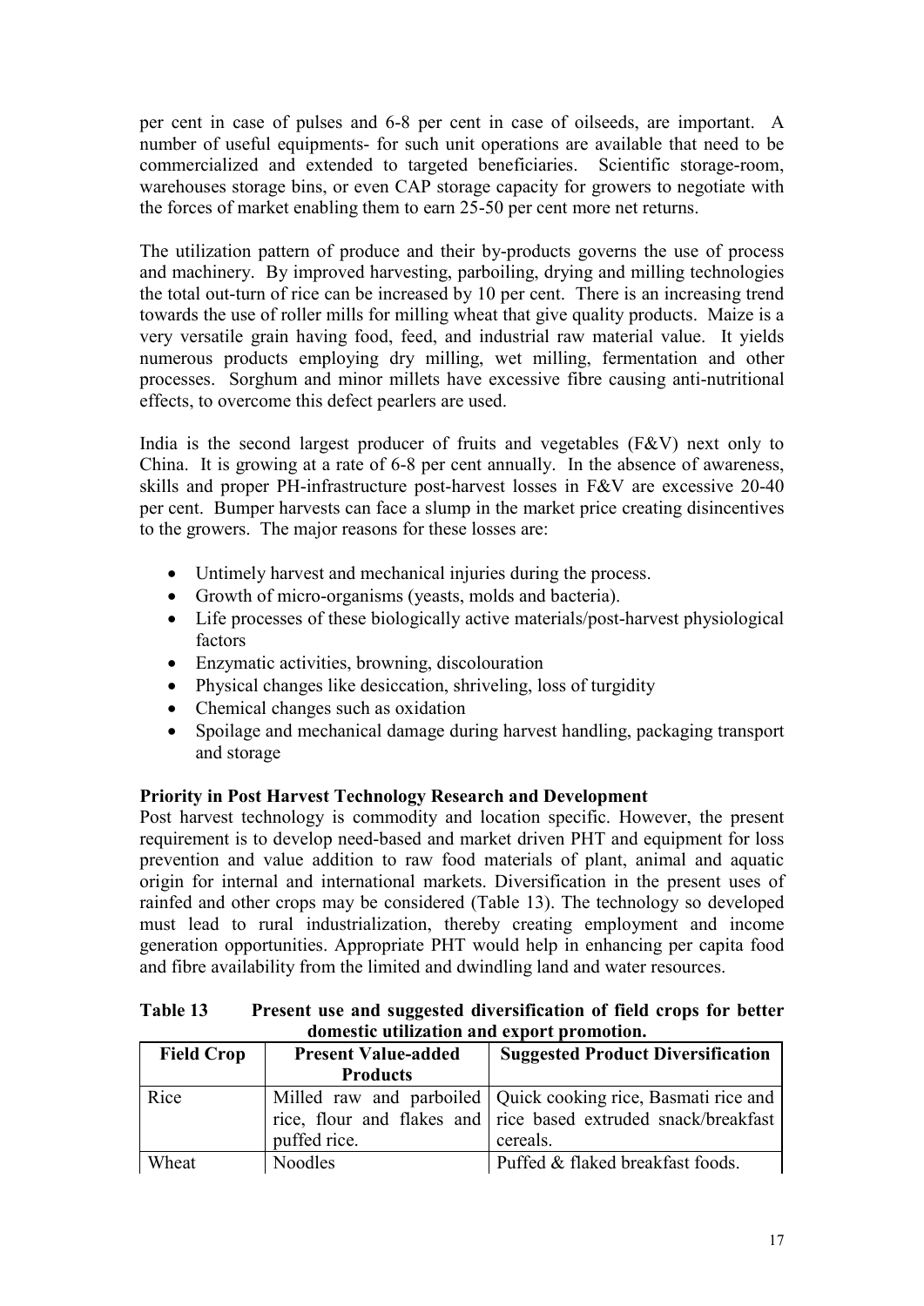per cent in case of pulses and 6-8 per cent in case of oilseeds, are important. A number of useful equipments- for such unit operations are available that need to be commercialized and extended to targeted beneficiaries. Scientific storage-room, warehouses storage bins, or even CAP storage capacity for growers to negotiate with the forces of market enabling them to earn 25-50 per cent more net returns.

The utilization pattern of produce and their by-products governs the use of process and machinery. By improved harvesting, parboiling, drying and milling technologies the total out-turn of rice can be increased by 10 per cent. There is an increasing trend towards the use of roller mills for milling wheat that give quality products. Maize is a very versatile grain having food, feed, and industrial raw material value. It yields numerous products employing dry milling, wet milling, fermentation and other processes. Sorghum and minor millets have excessive fibre causing anti-nutritional effects, to overcome this defect pearlers are used.

India is the second largest producer of fruits and vegetables (F&V) next only to China. It is growing at a rate of 6-8 per cent annually. In the absence of awareness, skills and proper PH-infrastructure post-harvest losses in F&V are excessive 20-40 per cent. Bumper harvests can face a slump in the market price creating disincentives to the growers. The major reasons for these losses are:

- Untimely harvest and mechanical injuries during the process.
- Growth of micro-organisms (yeasts, molds and bacteria).
- Life processes of these biologically active materials/post-harvest physiological factors
- Enzymatic activities, browning, discolouration
- Physical changes like desiccation, shriveling, loss of turgidity
- Chemical changes such as oxidation
- Spoilage and mechanical damage during harvest handling, packaging transport and storage

**Priority in Post Harvest Technology Research and Development**

Post harvest technology is commodity and location specific. However, the present requirement is to develop need-based and market driven PHT and equipment for loss prevention and value addition to raw food materials of plant, animal and aquatic origin for internal and international markets. Diversification in the present uses of rainfed and other crops may be considered (Table 13). The technology so developed must lead to rural industrialization, thereby creating employment and income generation opportunities. Appropriate PHT would help in enhancing per capita food and fibre availability from the limited and dwindling land and water resources.

**Table 13 Present use and suggested diversification of field crops for better domestic utilization and export promotion.**

| Field Crop | Present Value-added Products | Suggested Product Diversification |
|---|---|---|
| Rice | Milled raw and parboiled rice, flour and flakes and puffed rice. | Quick cooking rice, Basmati rice and rice based extruded snack/breakfast cereals. |
| Wheat | Noodles | Puffed & flaked breakfast foods. |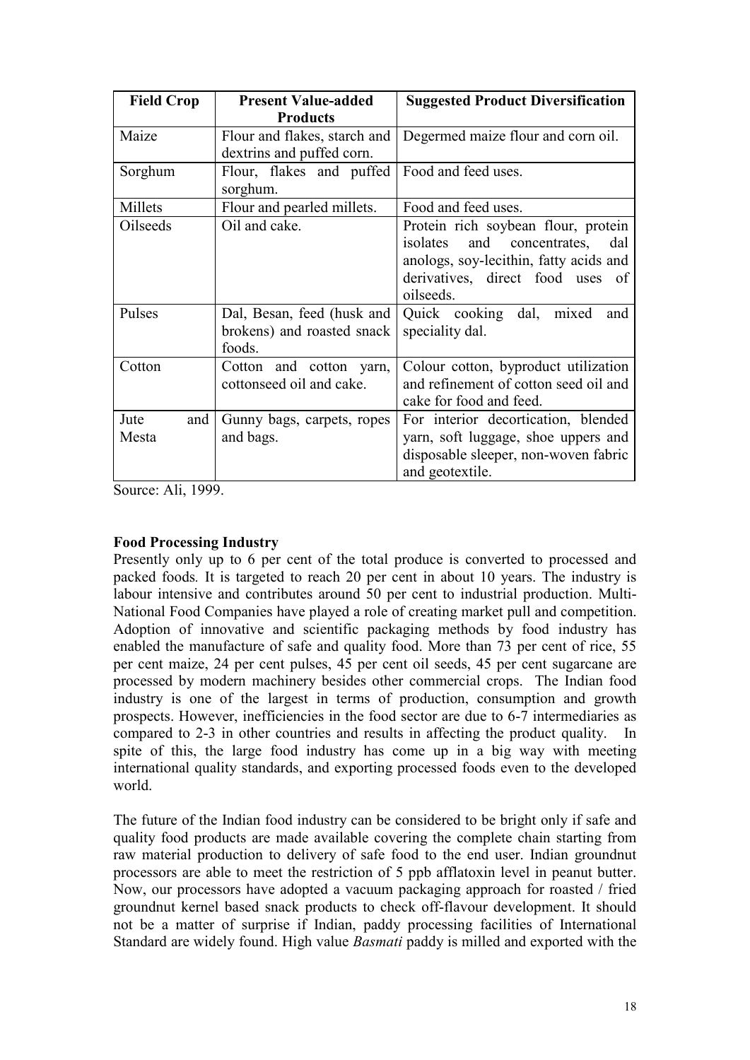| Field Crop | Present Value-added Products | Suggested Product Diversification |
|---|---|---|
| Maize | Flour and flakes, starch and dextrins and puffed corn. | Degermed maize flour and corn oil. |
| Sorghum | Flour, flakes and puffed sorghum. | Food and feed uses. |
| Millets | Flour and pearled millets. | Food and feed uses. |
| Oilseeds | Oil and cake. | Protein rich soybean flour, protein isolates and concentrates, dal anologs, soy-lecithin, fatty acids and derivatives, direct food uses of oilseeds. |
| Pulses | Dal, Besan, feed (husk and brokens) and roasted snack foods. | Quick cooking dal, mixed and speciality dal. |
| Cotton | Cotton and cotton yarn, cottonseed oil and cake. | Colour cotton, byproduct utilization and refinement of cotton seed oil and cake for food and feed. |
| Jute and Mesta | Gunny bags, carpets, ropes and bags. | For interior decortication, blended yarn, soft luggage, shoe uppers and disposable sleeper, non-woven fabric and geotextile. |

Source: Ali, 1999.

**Food Processing Industry**

Presently only up to 6 per cent of the total produce is converted to processed and packed foods. It is targeted to reach 20 per cent in about 10 years. The industry is labour intensive and contributes around 50 per cent to industrial production. Multi-National Food Companies have played a role of creating market pull and competition. Adoption of innovative and scientific packaging methods by food industry has enabled the manufacture of safe and quality food. More than 73 per cent of rice, 55 per cent maize, 24 per cent pulses, 45 per cent oil seeds, 45 per cent sugarcane are processed by modern machinery besides other commercial crops. The Indian food industry is one of the largest in terms of production, consumption and growth prospects. However, inefficiencies in the food sector are due to 6-7 intermediaries as compared to 2-3 in other countries and results in affecting the product quality. In spite of this, the large food industry has come up in a big way with meeting international quality standards, and exporting processed foods even to the developed world.

The future of the Indian food industry can be considered to be bright only if safe and quality food products are made available covering the complete chain starting from raw material production to delivery of safe food to the end user. Indian groundnut processors are able to meet the restriction of 5 ppb afflatoxin level in peanut butter. Now, our processors have adopted a vacuum packaging approach for roasted / fried groundnut kernel based snack products to check off-flavour development. It should not be a matter of surprise if Indian, paddy processing facilities of International Standard are widely found. High value *Basmati* paddy is milled and exported with the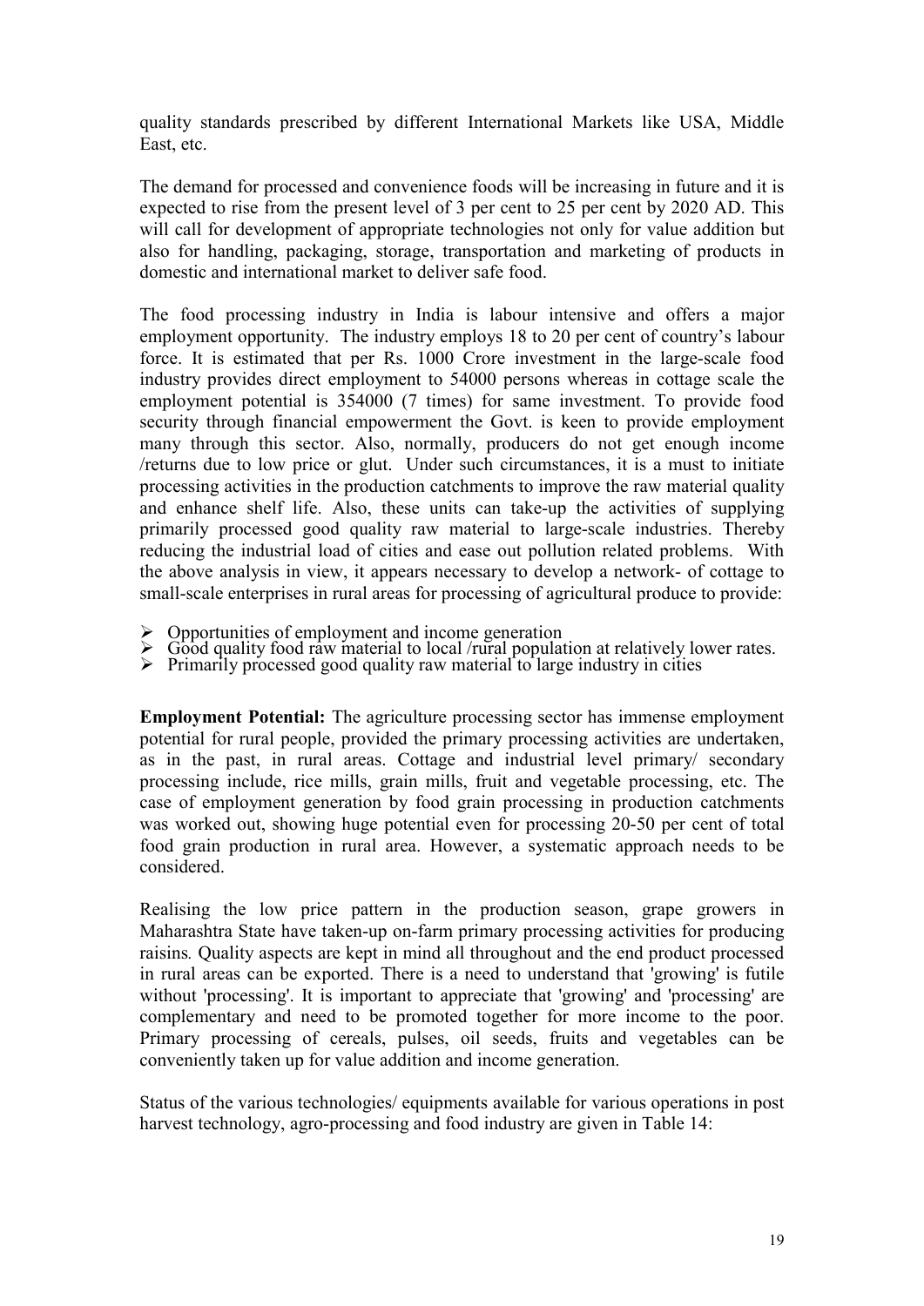quality standards prescribed by different International Markets like USA, Middle East, etc.

The demand for processed and convenience foods will be increasing in future and it is expected to rise from the present level of 3 per cent to 25 per cent by 2020 AD. This will call for development of appropriate technologies not only for value addition but also for handling, packaging, storage, transportation and marketing of products in domestic and international market to deliver safe food.

The food processing industry in India is labour intensive and offers a major employment opportunity. The industry employs 18 to 20 per cent of country's labour force. It is estimated that per Rs. 1000 Crore investment in the large-scale food industry provides direct employment to 54000 persons whereas in cottage scale the employment potential is 354000 (7 times) for same investment. To provide food security through financial empowerment the Govt. is keen to provide employment many through this sector. Also, normally, producers do not get enough income /returns due to low price or glut. Under such circumstances, it is a must to initiate processing activities in the production catchments to improve the raw material quality and enhance shelf life. Also, these units can take-up the activities of supplying primarily processed good quality raw material to large-scale industries. Thereby reducing the industrial load of cities and ease out pollution related problems. With the above analysis in view, it appears necessary to develop a network- of cottage to small-scale enterprises in rural areas for processing of agricultural produce to provide:

- Opportunities of employment and income generation
- Good quality food raw material to local /rural population at relatively lower rates.
- Primarily processed good quality raw material to large industry in cities

**Employment Potential:** The agriculture processing sector has immense employment potential for rural people, provided the primary processing activities are undertaken, as in the past, in rural areas. Cottage and industrial level primary/ secondary processing include, rice mills, grain mills, fruit and vegetable processing, etc. The case of employment generation by food grain processing in production catchments was worked out, showing huge potential even for processing 20-50 per cent of total food grain production in rural area. However, a systematic approach needs to be considered.

Realising the low price pattern in the production season, grape growers in Maharashtra State have taken-up on-farm primary processing activities for producing raisins*.* Quality aspects are kept in mind all throughout and the end product processed in rural areas can be exported. There is a need to understand that 'growing' is futile without 'processing'. It is important to appreciate that 'growing' and 'processing' are complementary and need to be promoted together for more income to the poor. Primary processing of cereals, pulses, oil seeds, fruits and vegetables can be conveniently taken up for value addition and income generation.

Status of the various technologies/ equipments available for various operations in post harvest technology, agro-processing and food industry are given in Table 14: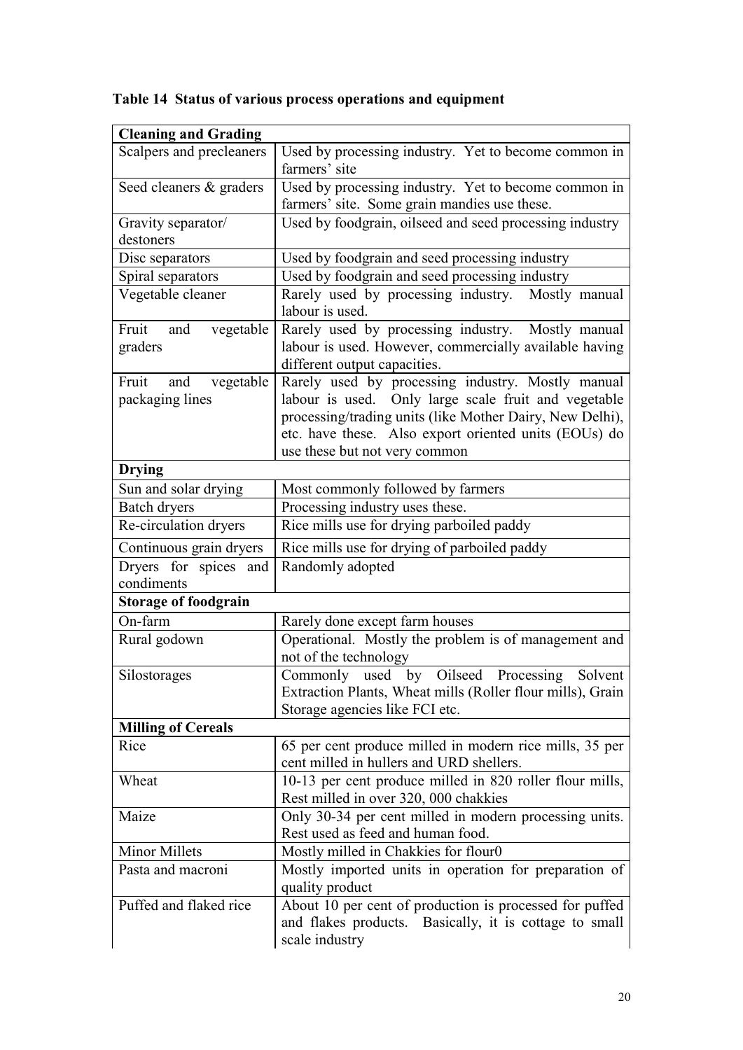**Table 14 Status of various process operations and equipment**

| **Cleaning and Grading** | |
|---|---|
| Scalpers and precleaners | Used by processing industry. Yet to become common in farmers' site |
| Seed cleaners & graders | Used by processing industry. Yet to become common in farmers' site. Some grain mandies use these. |
| Gravity separator/ destoners | Used by foodgrain, oilseed and seed processing industry |
| Disc separators | Used by foodgrain and seed processing industry |
| Spiral separators | Used by foodgrain and seed processing industry |
| Vegetable cleaner | Rarely used by processing industry. Mostly manual labour is used. |
| Fruit and vegetable graders | Rarely used by processing industry. Mostly manual labour is used. However, commercially available having different output capacities. |
| Fruit and vegetable packaging lines | Rarely used by processing industry. Mostly manual labour is used. Only large scale fruit and vegetable processing/trading units (like Mother Dairy, New Delhi), etc. have these. Also export oriented units (EOUs) do use these but not very common |
| **Drying** | |
| Sun and solar drying | Most commonly followed by farmers |
| Batch dryers | Processing industry uses these. |
| Re-circulation dryers | Rice mills use for drying parboiled paddy |
| Continuous grain dryers | Rice mills use for drying of parboiled paddy |
| Dryers for spices and condiments | Randomly adopted |
| **Storage of foodgrain** | |
| On-farm | Rarely done except farm houses |
| Rural godown | Operational. Mostly the problem is of management and not of the technology |
| Silostorages | Commonly used by Oilseed Processing Solvent Extraction Plants, Wheat mills (Roller flour mills), Grain Storage agencies like FCI etc. |
| **Milling of Cereals** | |
| Rice | 65 per cent produce milled in modern rice mills, 35 per cent milled in hullers and URD shellers. |
| Wheat | 10-13 per cent produce milled in 820 roller flour mills, Rest milled in over 320, 000 chakkies |
| Maize | Only 30-34 per cent milled in modern processing units. Rest used as feed and human food. |
| Minor Millets | Mostly milled in Chakkies for flour0 |
| Pasta and macroni | Mostly imported units in operation for preparation of quality product |
| Puffed and flaked rice | About 10 per cent of production is processed for puffed and flakes products. Basically, it is cottage to small scale industry |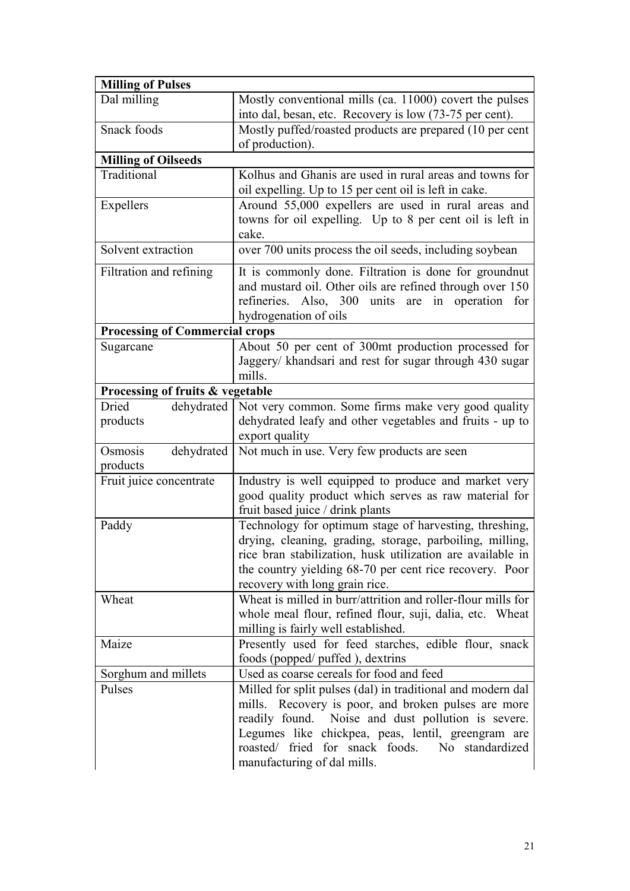| **Milling of Pulses** | |
|---|---|
| Dal milling | Mostly conventional mills (ca. 11000) covert the pulses into dal, besan, etc. Recovery is low (73-75 per cent). |
| Snack foods | Mostly puffed/roasted products are prepared (10 per cent of production). |
| **Milling of Oilseeds** | |
| Traditional | Kolhus and Ghanis are used in rural areas and towns for oil expelling. Up to 15 per cent oil is left in cake. |
| Expellers | Around 55,000 expellers are used in rural areas and towns for oil expelling. Up to 8 per cent oil is left in cake. |
| Solvent extraction | over 700 units process the oil seeds, including soybean |
| Filtration and refining | It is commonly done. Filtration is done for groundnut and mustard oil. Other oils are refined through over 150 refineries. Also, 300 units are in operation for hydrogenation of oils |
| **Processing of Commercial crops** | |
| Sugarcane | About 50 per cent of 300mt production processed for Jaggery/ khandsari and rest for sugar through 430 sugar mills. |
| **Processing of fruits & vegetable** | |
| Dried dehydrated products | Not very common. Some firms make very good quality dehydrated leafy and other vegetables and fruits - up to export quality |
| Osmosis dehydrated products | Not much in use. Very few products are seen |
| Fruit juice concentrate | Industry is well equipped to produce and market very good quality product which serves as raw material for fruit based juice / drink plants |
| Paddy | Technology for optimum stage of harvesting, threshing, drying, cleaning, grading, storage, parboiling, milling, rice bran stabilization, husk utilization are available in the country yielding 68-70 per cent rice recovery. Poor recovery with long grain rice. |
| Wheat | Wheat is milled in burr/attrition and roller-flour mills for whole meal flour, refined flour, suji, dalia, etc. Wheat milling is fairly well established. |
| Maize | Presently used for feed starches, edible flour, snack foods (popped/ puffed ), dextrins |
| Sorghum and millets | Used as coarse cereals for food and feed |
| Pulses | Milled for split pulses (dal) in traditional and modern dal mills. Recovery is poor, and broken pulses are more readily found. Noise and dust pollution is severe. Legumes like chickpea, peas, lentil, greengram are roasted/ fried for snack foods. No standardized manufacturing of dal mills. |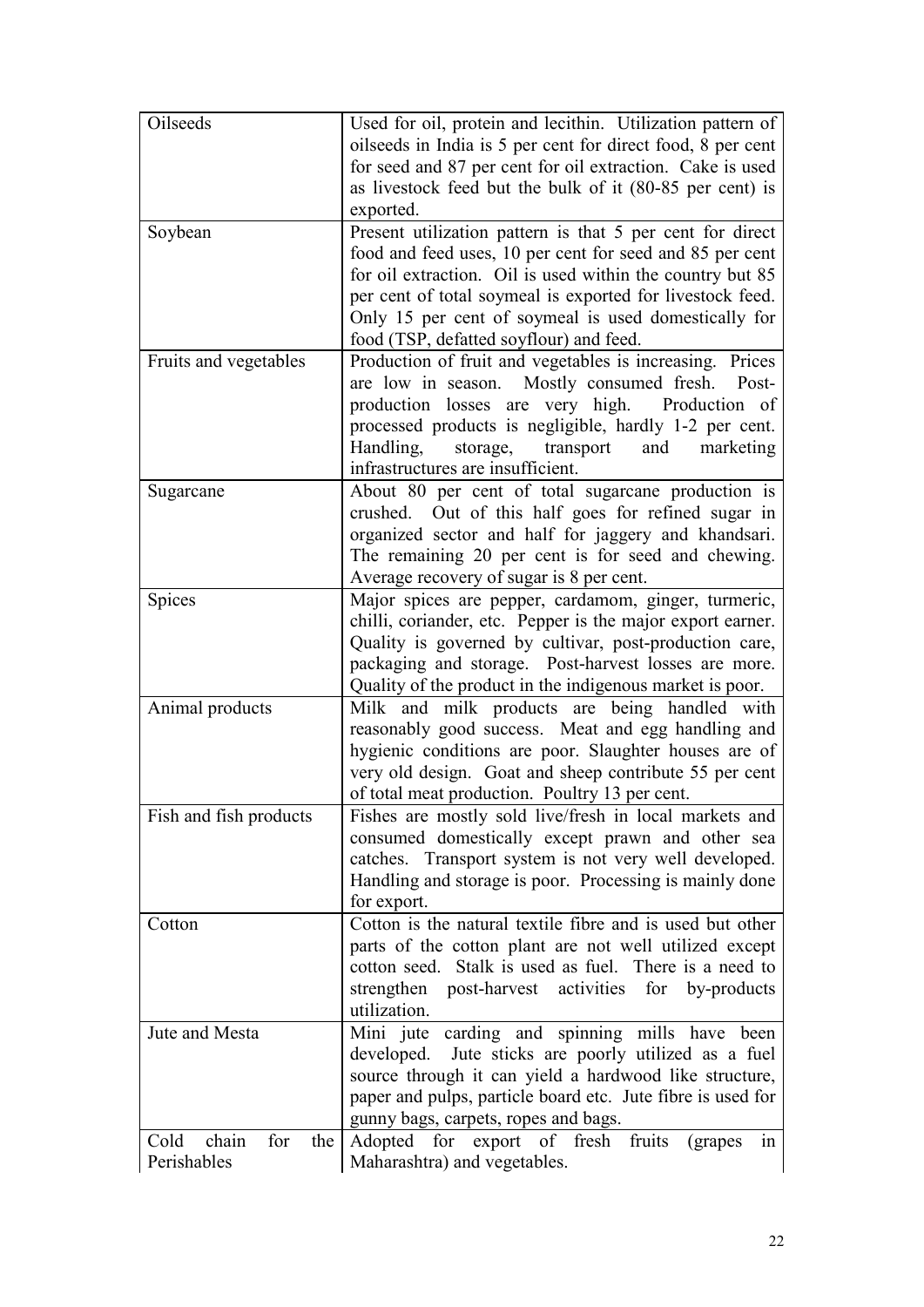| | |
|---|---|
| Oilseeds | Used for oil, protein and lecithin. Utilization pattern of oilseeds in India is 5 per cent for direct food, 8 per cent for seed and 87 per cent for oil extraction. Cake is used as livestock feed but the bulk of it (80-85 per cent) is exported. |
| Soybean | Present utilization pattern is that 5 per cent for direct food and feed uses, 10 per cent for seed and 85 per cent for oil extraction. Oil is used within the country but 85 per cent of total soymeal is exported for livestock feed. Only 15 per cent of soymeal is used domestically for food (TSP, defatted soyflour) and feed. |
| Fruits and vegetables | Production of fruit and vegetables is increasing. Prices are low in season. Mostly consumed fresh. Post-production losses are very high. Production of processed products is negligible, hardly 1-2 per cent. Handling, storage, transport and marketing infrastructures are insufficient. |
| Sugarcane | About 80 per cent of total sugarcane production is crushed. Out of this half goes for refined sugar in organized sector and half for jaggery and khandsari. The remaining 20 per cent is for seed and chewing. Average recovery of sugar is 8 per cent. |
| Spices | Major spices are pepper, cardamom, ginger, turmeric, chilli, coriander, etc. Pepper is the major export earner. Quality is governed by cultivar, post-production care, packaging and storage. Post-harvest losses are more. Quality of the product in the indigenous market is poor. |
| Animal products | Milk and milk products are being handled with reasonably good success. Meat and egg handling and hygienic conditions are poor. Slaughter houses are of very old design. Goat and sheep contribute 55 per cent of total meat production. Poultry 13 per cent. |
| Fish and fish products | Fishes are mostly sold live/fresh in local markets and consumed domestically except prawn and other sea catches. Transport system is not very well developed. Handling and storage is poor. Processing is mainly done for export. |
| Cotton | Cotton is the natural textile fibre and is used but other parts of the cotton plant are not well utilized except cotton seed. Stalk is used as fuel. There is a need to strengthen post-harvest activities for by-products utilization. |
| Jute and Mesta | Mini jute carding and spinning mills have been developed. Jute sticks are poorly utilized as a fuel source through it can yield a hardwood like structure, paper and pulps, particle board etc. Jute fibre is used for gunny bags, carpets, ropes and bags. |
| Cold chain for the Perishables | Adopted for export of fresh fruits (grapes in Maharashtra) and vegetables. |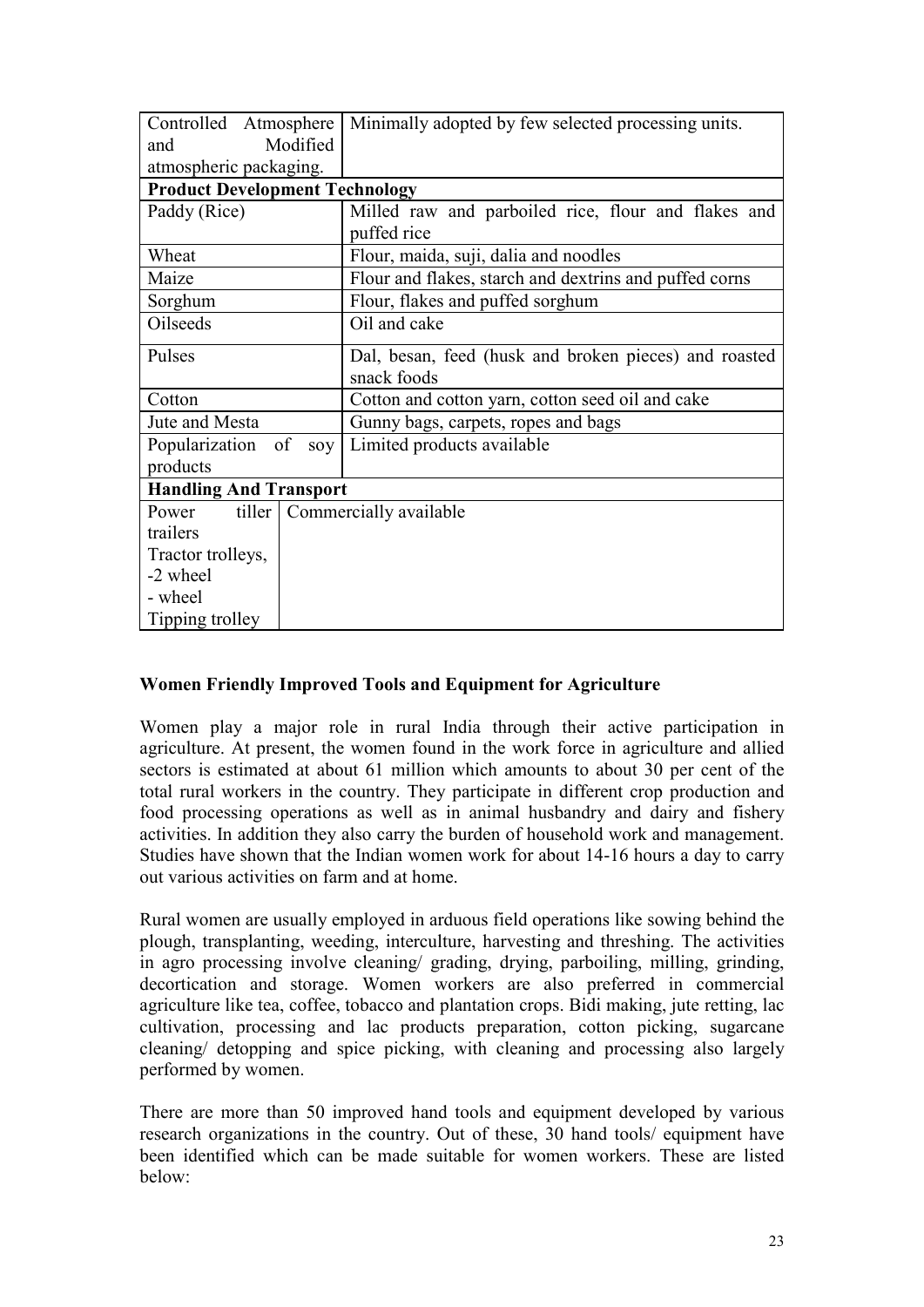| | |
|---|---|
| Controlled Atmosphere and Modified atmospheric packaging. | Minimally adopted by few selected processing units. |
| **Product Development Technology** | |
| Paddy (Rice) | Milled raw and parboiled rice, flour and flakes and puffed rice |
| Wheat | Flour, maida, suji, dalia and noodles |
| Maize | Flour and flakes, starch and dextrins and puffed corns |
| Sorghum | Flour, flakes and puffed sorghum |
| Oilseeds | Oil and cake |
| Pulses | Dal, besan, feed (husk and broken pieces) and roasted snack foods |
| Cotton | Cotton and cotton yarn, cotton seed oil and cake |
| Jute and Mesta | Gunny bags, carpets, ropes and bags |
| Popularization of soy products | Limited products available |
| **Handling And Transport** | |
| Power tiller trailers<br>Tractor trolleys,<br>-2 wheel<br>- wheel<br>Tipping trolley | Commercially available |

**Women Friendly Improved Tools and Equipment for Agriculture**

Women play a major role in rural India through their active participation in agriculture. At present, the women found in the work force in agriculture and allied sectors is estimated at about 61 million which amounts to about 30 per cent of the total rural workers in the country. They participate in different crop production and food processing operations as well as in animal husbandry and dairy and fishery activities. In addition they also carry the burden of household work and management. Studies have shown that the Indian women work for about 14-16 hours a day to carry out various activities on farm and at home.

Rural women are usually employed in arduous field operations like sowing behind the plough, transplanting, weeding, interculture, harvesting and threshing. The activities in agro processing involve cleaning/ grading, drying, parboiling, milling, grinding, decortication and storage. Women workers are also preferred in commercial agriculture like tea, coffee, tobacco and plantation crops. Bidi making, jute retting, lac cultivation, processing and lac products preparation, cotton picking, sugarcane cleaning/ detopping and spice picking, with cleaning and processing also largely performed by women.

There are more than 50 improved hand tools and equipment developed by various research organizations in the country. Out of these, 30 hand tools/ equipment have been identified which can be made suitable for women workers. These are listed below: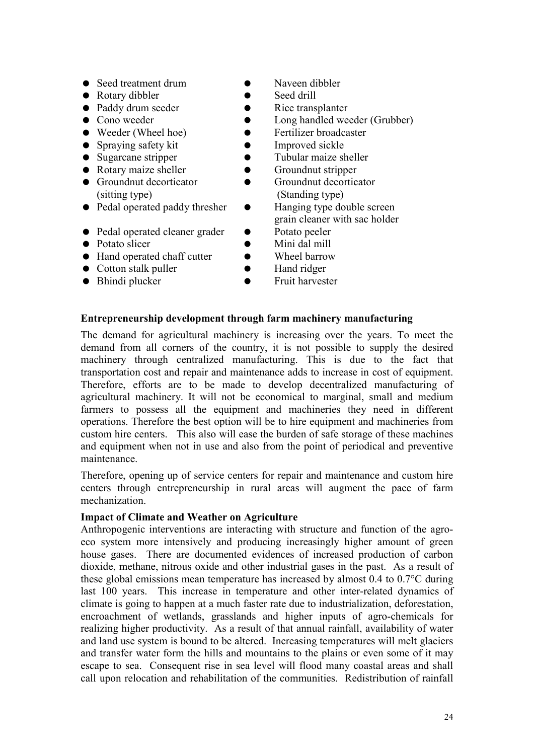- Seed treatment drum
- Naveen dibbler
- Rotary dibbler
- Seed drill
- Paddy drum seeder
- Rice transplanter
- Cono weeder
- Long handled weeder (Grubber)
- Weeder (Wheel hoe)
- Fertilizer broadcaster
- Spraying safety kit
- Improved sickle
- Sugarcane stripper
- Tubular maize sheller
- Rotary maize sheller
- Groundnut stripper
- Groundnut decorticator (sitting type)
- Groundnut decorticator (Standing type)
- Pedal operated paddy thresher
- Hanging type double screen grain cleaner with sac holder
- Pedal operated cleaner grader
- Potato peeler
- Potato slicer
- Mini dal mill
- Hand operated chaff cutter
- Wheel barrow
- Cotton stalk puller
- Hand ridger
- Bhindi plucker
- Fruit harvester

**Entrepreneurship development through farm machinery manufacturing**

The demand for agricultural machinery is increasing over the years. To meet the demand from all corners of the country, it is not possible to supply the desired machinery through centralized manufacturing. This is due to the fact that transportation cost and repair and maintenance adds to increase in cost of equipment. Therefore, efforts are to be made to develop decentralized manufacturing of agricultural machinery. It will not be economical to marginal, small and medium farmers to possess all the equipment and machineries they need in different operations. Therefore the best option will be to hire equipment and machineries from custom hire centers. This also will ease the burden of safe storage of these machines and equipment when not in use and also from the point of periodical and preventive maintenance.

Therefore, opening up of service centers for repair and maintenance and custom hire centers through entrepreneurship in rural areas will augment the pace of farm mechanization.

**Impact of Climate and Weather on Agriculture**

Anthropogenic interventions are interacting with structure and function of the agro-eco system more intensively and producing increasingly higher amount of green house gases. There are documented evidences of increased production of carbon dioxide, methane, nitrous oxide and other industrial gases in the past. As a result of these global emissions mean temperature has increased by almost 0.4 to 0.7°C during last 100 years. This increase in temperature and other inter-related dynamics of climate is going to happen at a much faster rate due to industrialization, deforestation, encroachment of wetlands, grasslands and higher inputs of agro-chemicals for realizing higher productivity. As a result of that annual rainfall, availability of water and land use system is bound to be altered. Increasing temperatures will melt glaciers and transfer water form the hills and mountains to the plains or even some of it may escape to sea. Consequent rise in sea level will flood many coastal areas and shall call upon relocation and rehabilitation of the communities. Redistribution of rainfall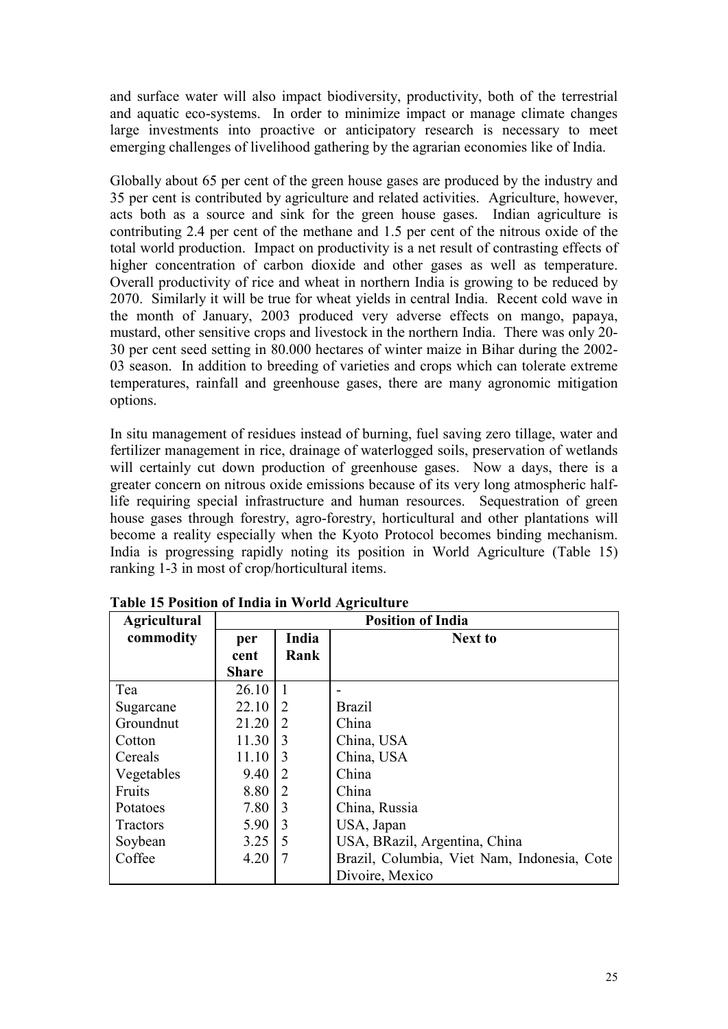and surface water will also impact biodiversity, productivity, both of the terrestrial and aquatic eco-systems. In order to minimize impact or manage climate changes large investments into proactive or anticipatory research is necessary to meet emerging challenges of livelihood gathering by the agrarian economies like of India.

Globally about 65 per cent of the green house gases are produced by the industry and 35 per cent is contributed by agriculture and related activities. Agriculture, however, acts both as a source and sink for the green house gases. Indian agriculture is contributing 2.4 per cent of the methane and 1.5 per cent of the nitrous oxide of the total world production. Impact on productivity is a net result of contrasting effects of higher concentration of carbon dioxide and other gases as well as temperature. Overall productivity of rice and wheat in northern India is growing to be reduced by 2070. Similarly it will be true for wheat yields in central India. Recent cold wave in the month of January, 2003 produced very adverse effects on mango, papaya, mustard, other sensitive crops and livestock in the northern India. There was only 20-30 per cent seed setting in 80.000 hectares of winter maize in Bihar during the 2002-03 season. In addition to breeding of varieties and crops which can tolerate extreme temperatures, rainfall and greenhouse gases, there are many agronomic mitigation options.

In situ management of residues instead of burning, fuel saving zero tillage, water and fertilizer management in rice, drainage of waterlogged soils, preservation of wetlands will certainly cut down production of greenhouse gases. Now a days, there is a greater concern on nitrous oxide emissions because of its very long atmospheric half-life requiring special infrastructure and human resources. Sequestration of green house gases through forestry, agro-forestry, horticultural and other plantations will become a reality especially when the Kyoto Protocol becomes binding mechanism. India is progressing rapidly noting its position in World Agriculture (Table 15) ranking 1-3 in most of crop/horticultural items.

**Table 15 Position of India in World Agriculture**

| Agricultural commodity | Position of India | | |
|---|---|---|---|
| | per cent Share | India Rank | Next to |
| Tea | 26.10 | 1 | - |
| Sugarcane | 22.10 | 2 | Brazil |
| Groundnut | 21.20 | 2 | China |
| Cotton | 11.30 | 3 | China, USA |
| Cereals | 11.10 | 3 | China, USA |
| Vegetables | 9.40 | 2 | China |
| Fruits | 8.80 | 2 | China |
| Potatoes | 7.80 | 3 | China, Russia |
| Tractors | 5.90 | 3 | USA, Japan |
| Soybean | 3.25 | 5 | USA, BRazil, Argentina, China |
| Coffee | 4.20 | 7 | Brazil, Columbia, Viet Nam, Indonesia, Cote Divoire, Mexico |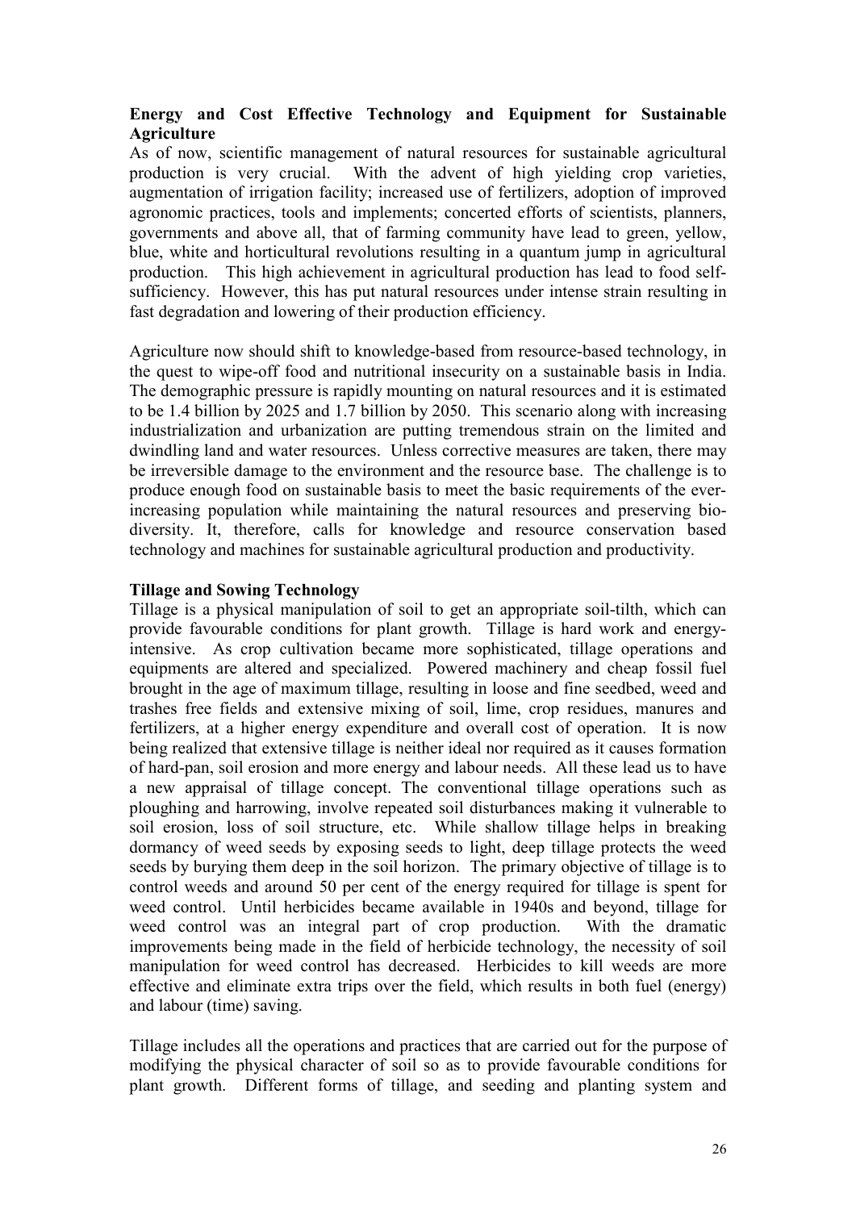**Energy and Cost Effective Technology and Equipment for Sustainable Agriculture**

As of now, scientific management of natural resources for sustainable agricultural production is very crucial. With the advent of high yielding crop varieties, augmentation of irrigation facility; increased use of fertilizers, adoption of improved agronomic practices, tools and implements; concerted efforts of scientists, planners, governments and above all, that of farming community have lead to green, yellow, blue, white and horticultural revolutions resulting in a quantum jump in agricultural production. This high achievement in agricultural production has lead to food self-sufficiency. However, this has put natural resources under intense strain resulting in fast degradation and lowering of their production efficiency.

Agriculture now should shift to knowledge-based from resource-based technology, in the quest to wipe-off food and nutritional insecurity on a sustainable basis in India. The demographic pressure is rapidly mounting on natural resources and it is estimated to be 1.4 billion by 2025 and 1.7 billion by 2050. This scenario along with increasing industrialization and urbanization are putting tremendous strain on the limited and dwindling land and water resources. Unless corrective measures are taken, there may be irreversible damage to the environment and the resource base. The challenge is to produce enough food on sustainable basis to meet the basic requirements of the ever-increasing population while maintaining the natural resources and preserving bio-diversity. It, therefore, calls for knowledge and resource conservation based technology and machines for sustainable agricultural production and productivity.

**Tillage and Sowing Technology**

Tillage is a physical manipulation of soil to get an appropriate soil-tilth, which can provide favourable conditions for plant growth. Tillage is hard work and energy-intensive. As crop cultivation became more sophisticated, tillage operations and equipments are altered and specialized. Powered machinery and cheap fossil fuel brought in the age of maximum tillage, resulting in loose and fine seedbed, weed and trashes free fields and extensive mixing of soil, lime, crop residues, manures and fertilizers, at a higher energy expenditure and overall cost of operation. It is now being realized that extensive tillage is neither ideal nor required as it causes formation of hard-pan, soil erosion and more energy and labour needs. All these lead us to have a new appraisal of tillage concept. The conventional tillage operations such as ploughing and harrowing, involve repeated soil disturbances making it vulnerable to soil erosion, loss of soil structure, etc. While shallow tillage helps in breaking dormancy of weed seeds by exposing seeds to light, deep tillage protects the weed seeds by burying them deep in the soil horizon. The primary objective of tillage is to control weeds and around 50 per cent of the energy required for tillage is spent for weed control. Until herbicides became available in 1940s and beyond, tillage for weed control was an integral part of crop production. With the dramatic improvements being made in the field of herbicide technology, the necessity of soil manipulation for weed control has decreased. Herbicides to kill weeds are more effective and eliminate extra trips over the field, which results in both fuel (energy) and labour (time) saving.

Tillage includes all the operations and practices that are carried out for the purpose of modifying the physical character of soil so as to provide favourable conditions for plant growth. Different forms of tillage, and seeding and planting system and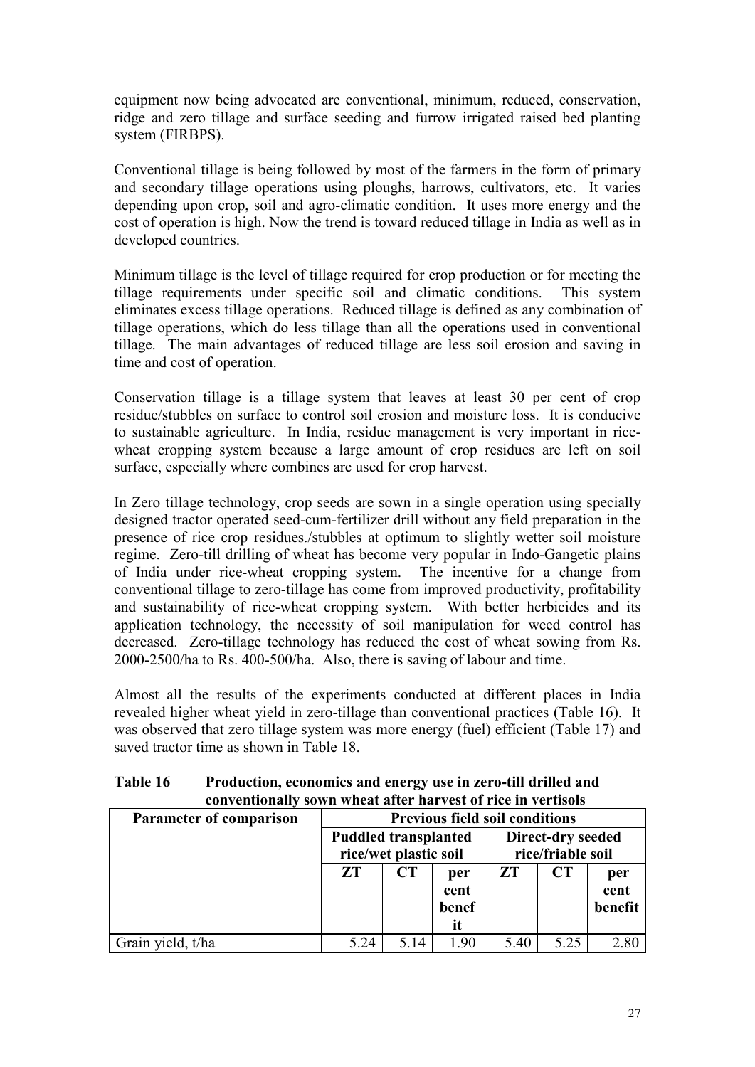equipment now being advocated are conventional, minimum, reduced, conservation, ridge and zero tillage and surface seeding and furrow irrigated raised bed planting system (FIRBPS).

Conventional tillage is being followed by most of the farmers in the form of primary and secondary tillage operations using ploughs, harrows, cultivators, etc. It varies depending upon crop, soil and agro-climatic condition. It uses more energy and the cost of operation is high. Now the trend is toward reduced tillage in India as well as in developed countries.

Minimum tillage is the level of tillage required for crop production or for meeting the tillage requirements under specific soil and climatic conditions. This system eliminates excess tillage operations. Reduced tillage is defined as any combination of tillage operations, which do less tillage than all the operations used in conventional tillage. The main advantages of reduced tillage are less soil erosion and saving in time and cost of operation.

Conservation tillage is a tillage system that leaves at least 30 per cent of crop residue/stubbles on surface to control soil erosion and moisture loss. It is conducive to sustainable agriculture. In India, residue management is very important in rice-wheat cropping system because a large amount of crop residues are left on soil surface, especially where combines are used for crop harvest.

In Zero tillage technology, crop seeds are sown in a single operation using specially designed tractor operated seed-cum-fertilizer drill without any field preparation in the presence of rice crop residues./stubbles at optimum to slightly wetter soil moisture regime. Zero-till drilling of wheat has become very popular in Indo-Gangetic plains of India under rice-wheat cropping system. The incentive for a change from conventional tillage to zero-tillage has come from improved productivity, profitability and sustainability of rice-wheat cropping system. With better herbicides and its application technology, the necessity of soil manipulation for weed control has decreased. Zero-tillage technology has reduced the cost of wheat sowing from Rs. 2000-2500/ha to Rs. 400-500/ha. Also, there is saving of labour and time.

Almost all the results of the experiments conducted at different places in India revealed higher wheat yield in zero-tillage than conventional practices (Table 16). It was observed that zero tillage system was more energy (fuel) efficient (Table 17) and saved tractor time as shown in Table 18.

**Table 16 Production, economics and energy use in zero-till drilled and conventionally sown wheat after harvest of rice in vertisols**

| Parameter of comparison | Previous field soil conditions | | | | | |
|---|---|---|---|---|---|---|
| | Puddled transplanted rice/wet plastic soil | | | Direct-dry seeded rice/friable soil | | |
| | ZT | CT | per cent benefit | ZT | CT | per cent benefit |
| Grain yield, t/ha | 5.24 | 5.14 | 1.90 | 5.40 | 5.25 | 2.80 |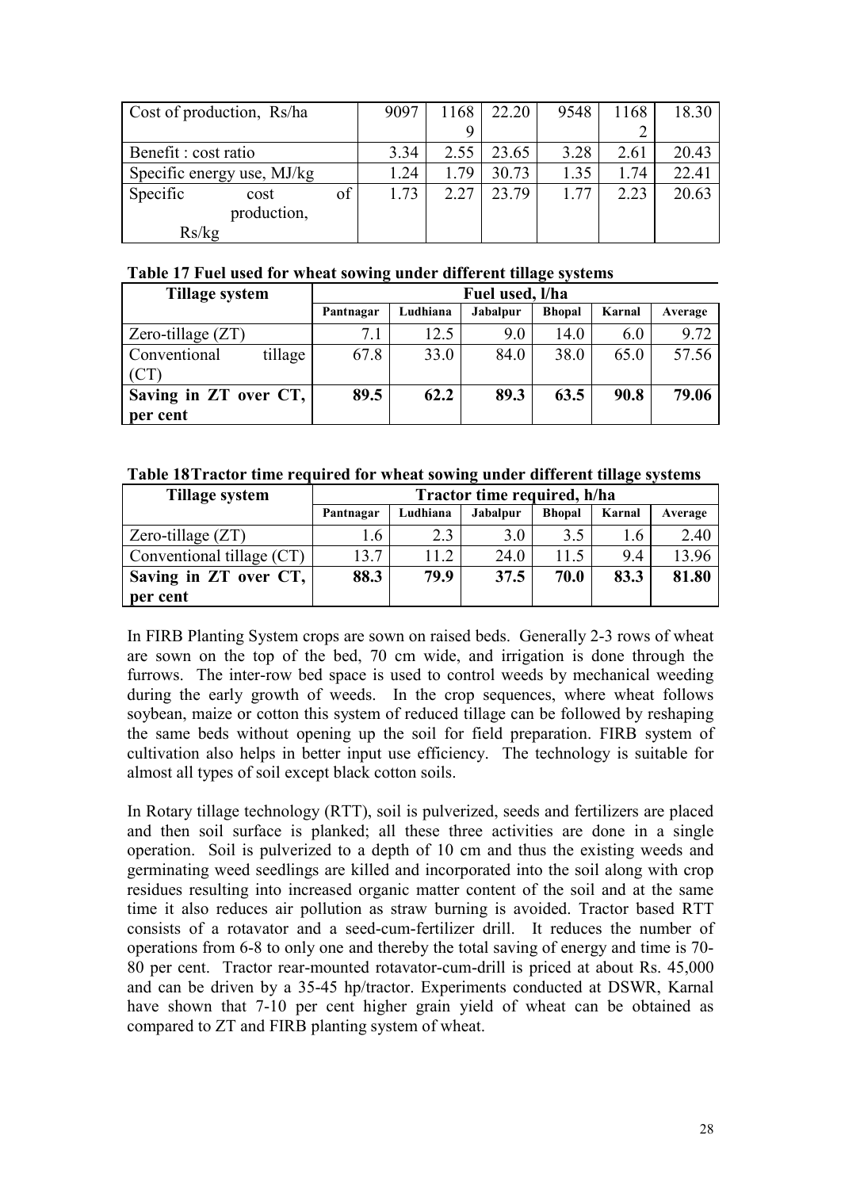| Cost of production, Rs/ha | 9097 | 11689 | 22.20 | 9548 | 11682 | 18.30 |
|---|---|---|---|---|---|---|
| Benefit : cost ratio | 3.34 | 2.55 | 23.65 | 3.28 | 2.61 | 20.43 |
| Specific energy use, MJ/kg | 1.24 | 1.79 | 30.73 | 1.35 | 1.74 | 22.41 |
| Specific cost of production, Rs/kg | 1.73 | 2.27 | 23.79 | 1.77 | 2.23 | 20.63 |

**Table 17 Fuel used for wheat sowing under different tillage systems**

| Tillage system | Fuel used, l/ha | | | | | |
|---|---|---|---|---|---|---|
| | Pantnagar | Ludhiana | Jabalpur | Bhopal | Karnal | Average |
| Zero-tillage (ZT) | 7.1 | 12.5 | 9.0 | 14.0 | 6.0 | 9.72 |
| Conventional tillage (CT) | 67.8 | 33.0 | 84.0 | 38.0 | 65.0 | 57.56 |
| **Saving in ZT over CT, per cent** | **89.5** | **62.2** | **89.3** | **63.5** | **90.8** | **79.06** |

**Table 18 Tractor time required for wheat sowing under different tillage systems**

| Tillage system | Tractor time required, h/ha | | | | | |
|---|---|---|---|---|---|---|
| | Pantnagar | Ludhiana | Jabalpur | Bhopal | Karnal | Average |
| Zero-tillage (ZT) | 1.6 | 2.3 | 3.0 | 3.5 | 1.6 | 2.40 |
| Conventional tillage (CT) | 13.7 | 11.2 | 24.0 | 11.5 | 9.4 | 13.96 |
| **Saving in ZT over CT, per cent** | **88.3** | **79.9** | **37.5** | **70.0** | **83.3** | **81.80** |

In FIRB Planting System crops are sown on raised beds. Generally 2-3 rows of wheat are sown on the top of the bed, 70 cm wide, and irrigation is done through the furrows. The inter-row bed space is used to control weeds by mechanical weeding during the early growth of weeds. In the crop sequences, where wheat follows soybean, maize or cotton this system of reduced tillage can be followed by reshaping the same beds without opening up the soil for field preparation. FIRB system of cultivation also helps in better input use efficiency. The technology is suitable for almost all types of soil except black cotton soils.

In Rotary tillage technology (RTT), soil is pulverized, seeds and fertilizers are placed and then soil surface is planked; all these three activities are done in a single operation. Soil is pulverized to a depth of 10 cm and thus the existing weeds and germinating weed seedlings are killed and incorporated into the soil along with crop residues resulting into increased organic matter content of the soil and at the same time it also reduces air pollution as straw burning is avoided. Tractor based RTT consists of a rotavator and a seed-cum-fertilizer drill. It reduces the number of operations from 6-8 to only one and thereby the total saving of energy and time is 70-80 per cent. Tractor rear-mounted rotavator-cum-drill is priced at about Rs. 45,000 and can be driven by a 35-45 hp/tractor. Experiments conducted at DSWR, Karnal have shown that 7-10 per cent higher grain yield of wheat can be obtained as compared to ZT and FIRB planting system of wheat.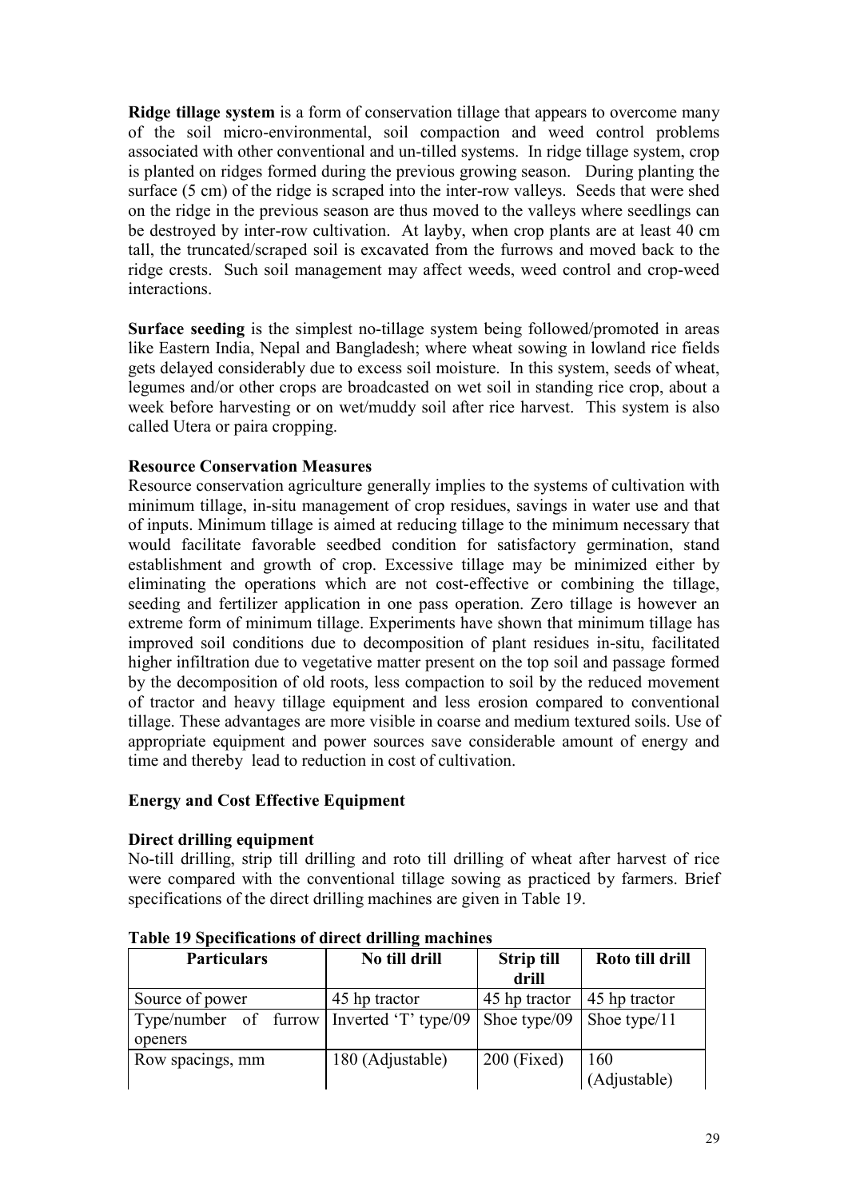**Ridge tillage system** is a form of conservation tillage that appears to overcome many of the soil micro-environmental, soil compaction and weed control problems associated with other conventional and un-tilled systems. In ridge tillage system, crop is planted on ridges formed during the previous growing season. During planting the surface (5 cm) of the ridge is scraped into the inter-row valleys. Seeds that were shed on the ridge in the previous season are thus moved to the valleys where seedlings can be destroyed by inter-row cultivation. At layby, when crop plants are at least 40 cm tall, the truncated/scraped soil is excavated from the furrows and moved back to the ridge crests. Such soil management may affect weeds, weed control and crop-weed interactions.

**Surface seeding** is the simplest no-tillage system being followed/promoted in areas like Eastern India, Nepal and Bangladesh; where wheat sowing in lowland rice fields gets delayed considerably due to excess soil moisture. In this system, seeds of wheat, legumes and/or other crops are broadcasted on wet soil in standing rice crop, about a week before harvesting or on wet/muddy soil after rice harvest. This system is also called Utera or paira cropping.

### Resource Conservation Measures

Resource conservation agriculture generally implies to the systems of cultivation with minimum tillage, in-situ management of crop residues, savings in water use and that of inputs. Minimum tillage is aimed at reducing tillage to the minimum necessary that would facilitate favorable seedbed condition for satisfactory germination, stand establishment and growth of crop. Excessive tillage may be minimized either by eliminating the operations which are not cost-effective or combining the tillage, seeding and fertilizer application in one pass operation. Zero tillage is however an extreme form of minimum tillage. Experiments have shown that minimum tillage has improved soil conditions due to decomposition of plant residues in-situ, facilitated higher infiltration due to vegetative matter present on the top soil and passage formed by the decomposition of old roots, less compaction to soil by the reduced movement of tractor and heavy tillage equipment and less erosion compared to conventional tillage. These advantages are more visible in coarse and medium textured soils. Use of appropriate equipment and power sources save considerable amount of energy and time and thereby lead to reduction in cost of cultivation.

### Energy and Cost Effective Equipment

#### Direct drilling equipment

No-till drilling, strip till drilling and roto till drilling of wheat after harvest of rice were compared with the conventional tillage sowing as practiced by farmers. Brief specifications of the direct drilling machines are given in Table 19.

**Table 19 Specifications of direct drilling machines**

| Particulars | No till drill | Strip till drill | Roto till drill |
|---|---|---|---|
| Source of power | 45 hp tractor | 45 hp tractor | 45 hp tractor |
| Type/number of furrow openers | Inverted 'T' type/09 | Shoe type/09 | Shoe type/11 |
| Row spacings, mm | 180 (Adjustable) | 200 (Fixed) | 160 (Adjustable) |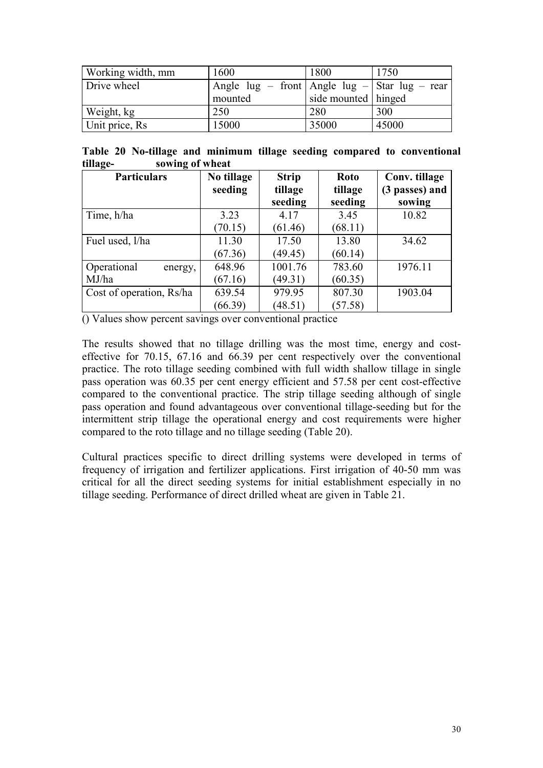| Working width, mm | 1600 | 1800 | 1750 |
|---|---|---|---|
| Drive wheel | Angle lug – front mounted | Angle lug – side mounted | Star lug – rear hinged |
| Weight, kg | 250 | 280 | 300 |
| Unit price, Rs | 15000 | 35000 | 45000 |

**Table 20 No-tillage and minimum tillage seeding compared to conventional tillage- sowing of wheat**

| Particulars | No tillage seeding | Strip tillage seeding | Roto tillage seeding | Conv. tillage (3 passes) and sowing |
|---|---|---|---|---|
| Time, h/ha | 3.23 (70.15) | 4.17 (61.46) | 3.45 (68.11) | 10.82 |
| Fuel used, l/ha | 11.30 (67.36) | 17.50 (49.45) | 13.80 (60.14) | 34.62 |
| Operational energy, MJ/ha | 648.96 (67.16) | 1001.76 (49.31) | 783.60 (60.35) | 1976.11 |
| Cost of operation, Rs/ha | 639.54 (66.39) | 979.95 (48.51) | 807.30 (57.58) | 1903.04 |

() Values show percent savings over conventional practice

The results showed that no tillage drilling was the most time, energy and cost-effective for 70.15, 67.16 and 66.39 per cent respectively over the conventional practice. The roto tillage seeding combined with full width shallow tillage in single pass operation was 60.35 per cent energy efficient and 57.58 per cent cost-effective compared to the conventional practice. The strip tillage seeding although of single pass operation and found advantageous over conventional tillage-seeding but for the intermittent strip tillage the operational energy and cost requirements were higher compared to the roto tillage and no tillage seeding (Table 20).

Cultural practices specific to direct drilling systems were developed in terms of frequency of irrigation and fertilizer applications. First irrigation of 40-50 mm was critical for all the direct seeding systems for initial establishment especially in no tillage seeding. Performance of direct drilled wheat are given in Table 21.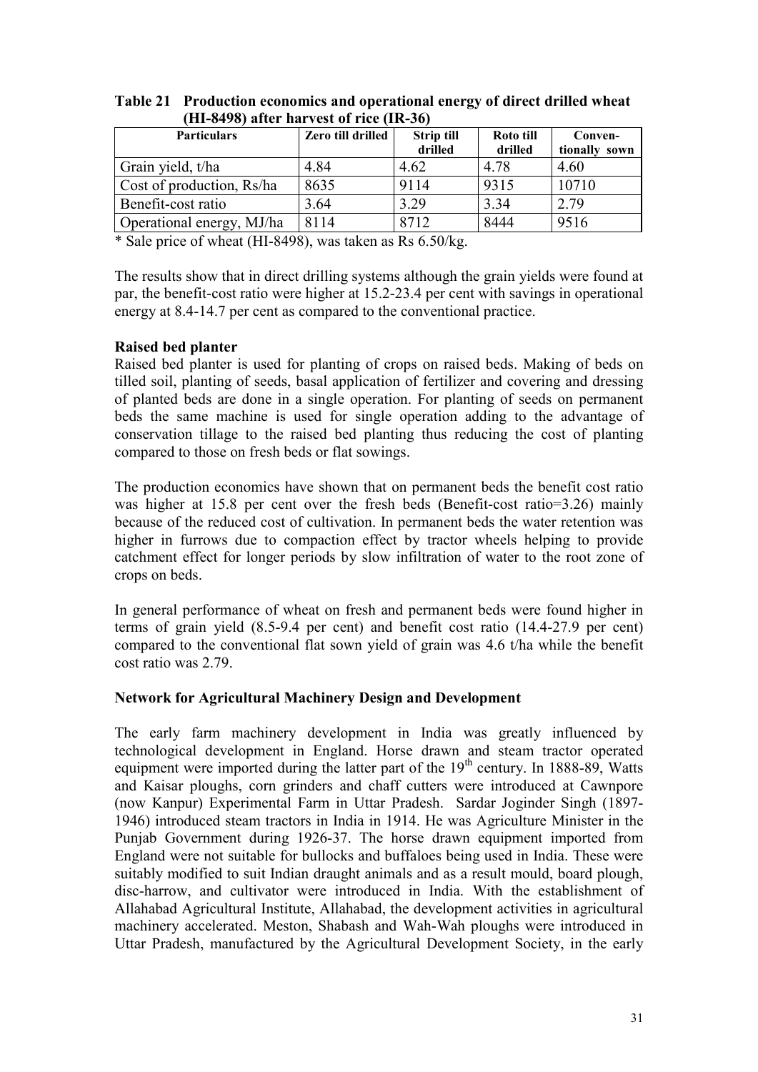**Table 21 Production economics and operational energy of direct drilled wheat (HI-8498) after harvest of rice (IR-36)**

| Particulars | Zero till drilled | Strip till drilled | Roto till drilled | Conven-tionally sown |
|---|---|---|---|---|
| Grain yield, t/ha | 4.84 | 4.62 | 4.78 | 4.60 |
| Cost of production, Rs/ha | 8635 | 9114 | 9315 | 10710 |
| Benefit-cost ratio | 3.64 | 3.29 | 3.34 | 2.79 |
| Operational energy, MJ/ha | 8114 | 8712 | 8444 | 9516 |

* Sale price of wheat (HI-8498), was taken as Rs 6.50/kg.

The results show that in direct drilling systems although the grain yields were found at par, the benefit-cost ratio were higher at 15.2-23.4 per cent with savings in operational energy at 8.4-14.7 per cent as compared to the conventional practice.

**Raised bed planter**

Raised bed planter is used for planting of crops on raised beds. Making of beds on tilled soil, planting of seeds, basal application of fertilizer and covering and dressing of planted beds are done in a single operation. For planting of seeds on permanent beds the same machine is used for single operation adding to the advantage of conservation tillage to the raised bed planting thus reducing the cost of planting compared to those on fresh beds or flat sowings.

The production economics have shown that on permanent beds the benefit cost ratio was higher at 15.8 per cent over the fresh beds (Benefit-cost ratio=3.26) mainly because of the reduced cost of cultivation. In permanent beds the water retention was higher in furrows due to compaction effect by tractor wheels helping to provide catchment effect for longer periods by slow infiltration of water to the root zone of crops on beds.

In general performance of wheat on fresh and permanent beds were found higher in terms of grain yield (8.5-9.4 per cent) and benefit cost ratio (14.4-27.9 per cent) compared to the conventional flat sown yield of grain was 4.6 t/ha while the benefit cost ratio was 2.79.

**Network for Agricultural Machinery Design and Development**

The early farm machinery development in India was greatly influenced by technological development in England. Horse drawn and steam tractor operated equipment were imported during the latter part of the 19th century. In 1888-89, Watts and Kaisar ploughs, corn grinders and chaff cutters were introduced at Cawnpore (now Kanpur) Experimental Farm in Uttar Pradesh. Sardar Joginder Singh (1897-1946) introduced steam tractors in India in 1914. He was Agriculture Minister in the Punjab Government during 1926-37. The horse drawn equipment imported from England were not suitable for bullocks and buffaloes being used in India. These were suitably modified to suit Indian draught animals and as a result mould, board plough, disc-harrow, and cultivator were introduced in India. With the establishment of Allahabad Agricultural Institute, Allahabad, the development activities in agricultural machinery accelerated. Meston, Shabash and Wah-Wah ploughs were introduced in Uttar Pradesh, manufactured by the Agricultural Development Society, in the early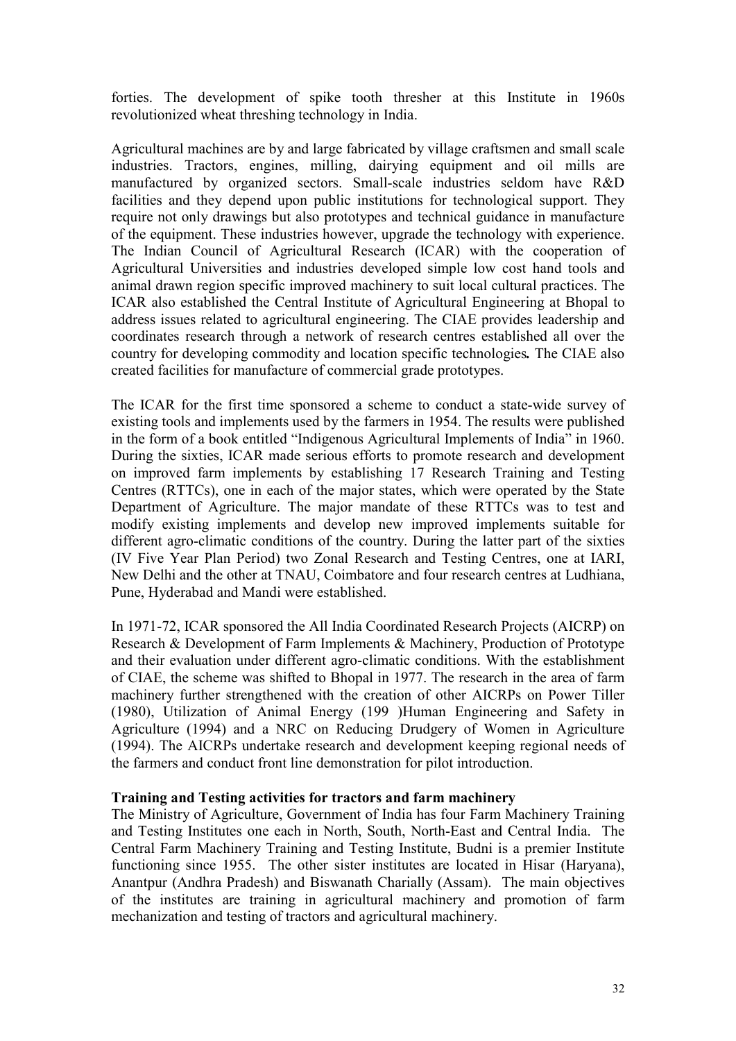forties. The development of spike tooth thresher at this Institute in 1960s revolutionized wheat threshing technology in India.

Agricultural machines are by and large fabricated by village craftsmen and small scale industries. Tractors, engines, milling, dairying equipment and oil mills are manufactured by organized sectors. Small-scale industries seldom have R&D facilities and they depend upon public institutions for technological support. They require not only drawings but also prototypes and technical guidance in manufacture of the equipment. These industries however, upgrade the technology with experience. The Indian Council of Agricultural Research (ICAR) with the cooperation of Agricultural Universities and industries developed simple low cost hand tools and animal drawn region specific improved machinery to suit local cultural practices. The ICAR also established the Central Institute of Agricultural Engineering at Bhopal to address issues related to agricultural engineering. The CIAE provides leadership and coordinates research through a network of research centres established all over the country for developing commodity and location specific technologies**.** The CIAE also created facilities for manufacture of commercial grade prototypes.

The ICAR for the first time sponsored a scheme to conduct a state-wide survey of existing tools and implements used by the farmers in 1954. The results were published in the form of a book entitled "Indigenous Agricultural Implements of India" in 1960. During the sixties, ICAR made serious efforts to promote research and development on improved farm implements by establishing 17 Research Training and Testing Centres (RTTCs), one in each of the major states, which were operated by the State Department of Agriculture. The major mandate of these RTTCs was to test and modify existing implements and develop new improved implements suitable for different agro-climatic conditions of the country. During the latter part of the sixties (IV Five Year Plan Period) two Zonal Research and Testing Centres, one at IARI, New Delhi and the other at TNAU, Coimbatore and four research centres at Ludhiana, Pune, Hyderabad and Mandi were established.

In 1971-72, ICAR sponsored the All India Coordinated Research Projects (AICRP) on Research & Development of Farm Implements & Machinery, Production of Prototype and their evaluation under different agro-climatic conditions. With the establishment of CIAE, the scheme was shifted to Bhopal in 1977. The research in the area of farm machinery further strengthened with the creation of other AICRPs on Power Tiller (1980), Utilization of Animal Energy (199 )Human Engineering and Safety in Agriculture (1994) and a NRC on Reducing Drudgery of Women in Agriculture (1994). The AICRPs undertake research and development keeping regional needs of the farmers and conduct front line demonstration for pilot introduction.

**Training and Testing activities for tractors and farm machinery**

The Ministry of Agriculture, Government of India has four Farm Machinery Training and Testing Institutes one each in North, South, North-East and Central India. The Central Farm Machinery Training and Testing Institute, Budni is a premier Institute functioning since 1955. The other sister institutes are located in Hisar (Haryana), Anantpur (Andhra Pradesh) and Biswanath Charially (Assam). The main objectives of the institutes are training in agricultural machinery and promotion of farm mechanization and testing of tractors and agricultural machinery.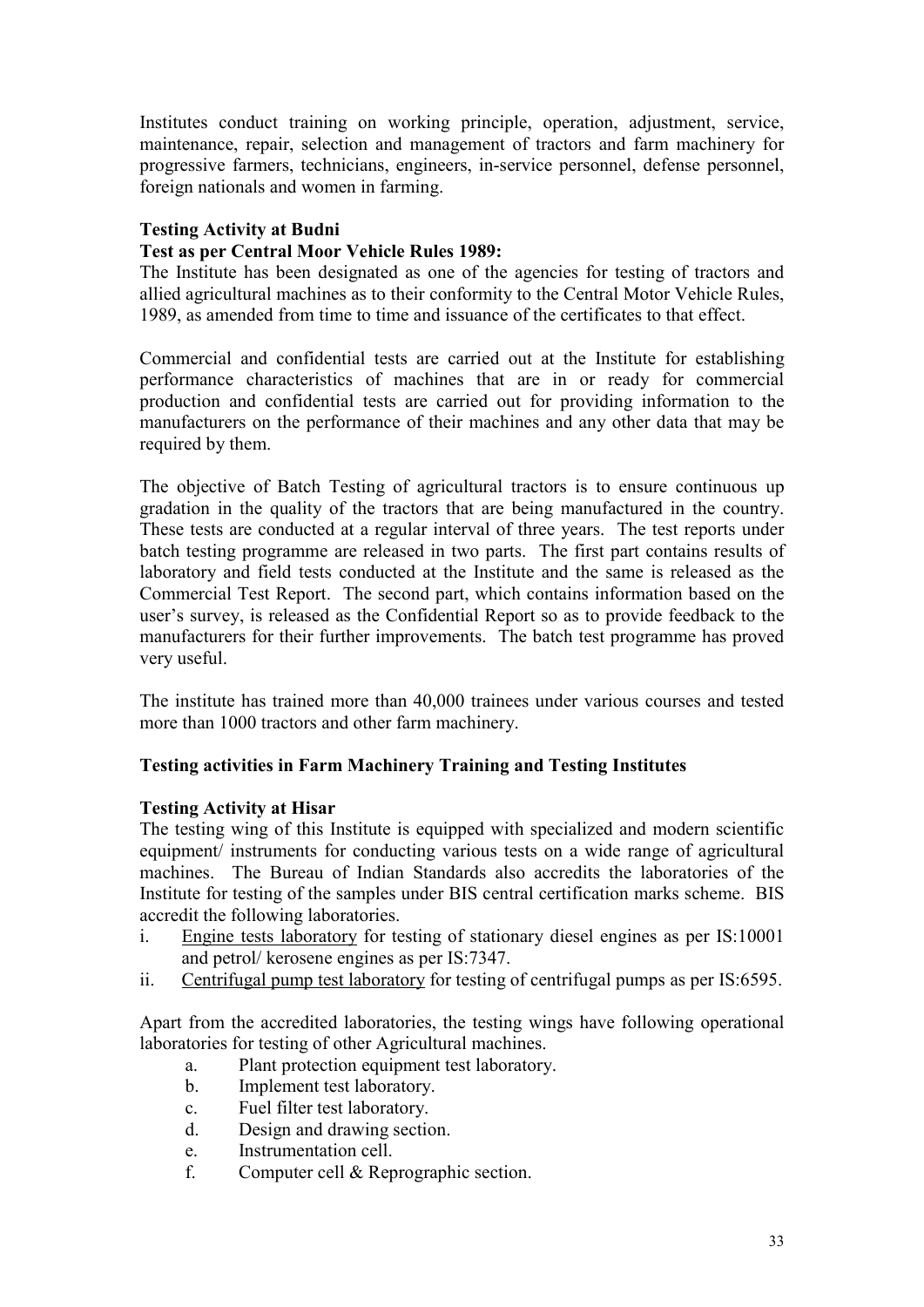Institutes conduct training on working principle, operation, adjustment, service, maintenance, repair, selection and management of tractors and farm machinery for progressive farmers, technicians, engineers, in-service personnel, defense personnel, foreign nationals and women in farming.

**Testing Activity at Budni**

**Test as per Central Moor Vehicle Rules 1989:**

The Institute has been designated as one of the agencies for testing of tractors and allied agricultural machines as to their conformity to the Central Motor Vehicle Rules, 1989, as amended from time to time and issuance of the certificates to that effect.

Commercial and confidential tests are carried out at the Institute for establishing performance characteristics of machines that are in or ready for commercial production and confidential tests are carried out for providing information to the manufacturers on the performance of their machines and any other data that may be required by them.

The objective of Batch Testing of agricultural tractors is to ensure continuous up gradation in the quality of the tractors that are being manufactured in the country. These tests are conducted at a regular interval of three years. The test reports under batch testing programme are released in two parts. The first part contains results of laboratory and field tests conducted at the Institute and the same is released as the Commercial Test Report. The second part, which contains information based on the user's survey, is released as the Confidential Report so as to provide feedback to the manufacturers for their further improvements. The batch test programme has proved very useful.

The institute has trained more than 40,000 trainees under various courses and tested more than 1000 tractors and other farm machinery.

**Testing activities in Farm Machinery Training and Testing Institutes**

**Testing Activity at Hisar**

The testing wing of this Institute is equipped with specialized and modern scientific equipment/ instruments for conducting various tests on a wide range of agricultural machines. The Bureau of Indian Standards also accredits the laboratories of the Institute for testing of the samples under BIS central certification marks scheme. BIS accredit the following laboratories.

i. Engine tests laboratory for testing of stationary diesel engines as per IS:10001 and petrol/ kerosene engines as per IS:7347.
ii. Centrifugal pump test laboratory for testing of centrifugal pumps as per IS:6595.

Apart from the accredited laboratories, the testing wings have following operational laboratories for testing of other Agricultural machines.

a. Plant protection equipment test laboratory.
b. Implement test laboratory.
c. Fuel filter test laboratory.
d. Design and drawing section.
e. Instrumentation cell.
f. Computer cell & Reprographic section.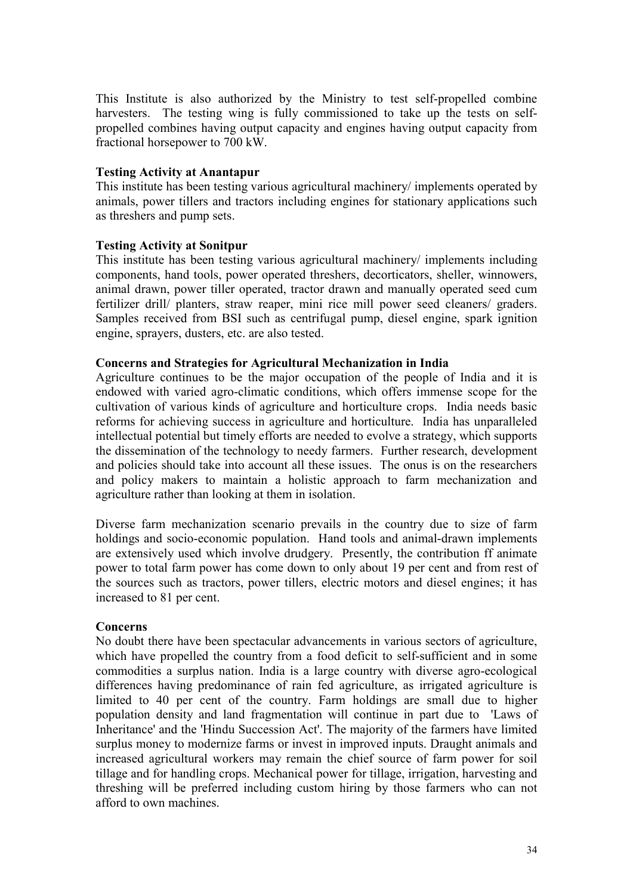This Institute is also authorized by the Ministry to test self-propelled combine harvesters. The testing wing is fully commissioned to take up the tests on self-propelled combines having output capacity and engines having output capacity from fractional horsepower to 700 kW.

**Testing Activity at Anantapur**

This institute has been testing various agricultural machinery/ implements operated by animals, power tillers and tractors including engines for stationary applications such as threshers and pump sets.

**Testing Activity at Sonitpur**

This institute has been testing various agricultural machinery/ implements including components, hand tools, power operated threshers, decorticators, sheller, winnowers, animal drawn, power tiller operated, tractor drawn and manually operated seed cum fertilizer drill/ planters, straw reaper, mini rice mill power seed cleaners/ graders. Samples received from BSI such as centrifugal pump, diesel engine, spark ignition engine, sprayers, dusters, etc. are also tested.

**Concerns and Strategies for Agricultural Mechanization in India**

Agriculture continues to be the major occupation of the people of India and it is endowed with varied agro-climatic conditions, which offers immense scope for the cultivation of various kinds of agriculture and horticulture crops. India needs basic reforms for achieving success in agriculture and horticulture. India has unparalleled intellectual potential but timely efforts are needed to evolve a strategy, which supports the dissemination of the technology to needy farmers. Further research, development and policies should take into account all these issues. The onus is on the researchers and policy makers to maintain a holistic approach to farm mechanization and agriculture rather than looking at them in isolation.

Diverse farm mechanization scenario prevails in the country due to size of farm holdings and socio-economic population. Hand tools and animal-drawn implements are extensively used which involve drudgery. Presently, the contribution ff animate power to total farm power has come down to only about 19 per cent and from rest of the sources such as tractors, power tillers, electric motors and diesel engines; it has increased to 81 per cent.

**Concerns**

No doubt there have been spectacular advancements in various sectors of agriculture, which have propelled the country from a food deficit to self-sufficient and in some commodities a surplus nation. India is a large country with diverse agro-ecological differences having predominance of rain fed agriculture, as irrigated agriculture is limited to 40 per cent of the country. Farm holdings are small due to higher population density and land fragmentation will continue in part due to 'Laws of Inheritance' and the 'Hindu Succession Act'. The majority of the farmers have limited surplus money to modernize farms or invest in improved inputs. Draught animals and increased agricultural workers may remain the chief source of farm power for soil tillage and for handling crops. Mechanical power for tillage, irrigation, harvesting and threshing will be preferred including custom hiring by those farmers who can not afford to own machines.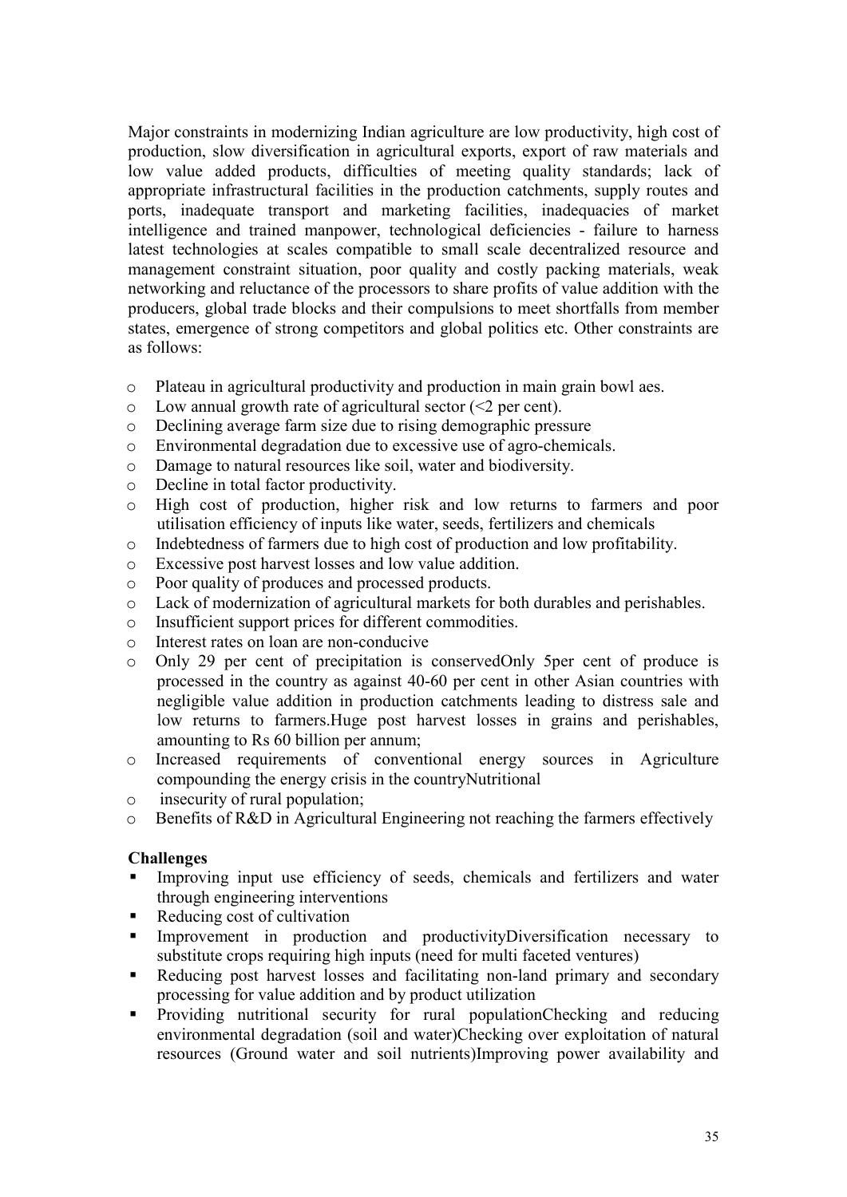Major constraints in modernizing Indian agriculture are low productivity, high cost of production, slow diversification in agricultural exports, export of raw materials and low value added products, difficulties of meeting quality standards; lack of appropriate infrastructural facilities in the production catchments, supply routes and ports, inadequate transport and marketing facilities, inadequacies of market intelligence and trained manpower, technological deficiencies - failure to harness latest technologies at scales compatible to small scale decentralized resource and management constraint situation, poor quality and costly packing materials, weak networking and reluctance of the processors to share profits of value addition with the producers, global trade blocks and their compulsions to meet shortfalls from member states, emergence of strong competitors and global politics etc. Other constraints are as follows:

- Plateau in agricultural productivity and production in main grain bowl aes.
- Low annual growth rate of agricultural sector (<2 per cent).
- Declining average farm size due to rising demographic pressure
- Environmental degradation due to excessive use of agro-chemicals.
- Damage to natural resources like soil, water and biodiversity.
- Decline in total factor productivity.
- High cost of production, higher risk and low returns to farmers and poor utilisation efficiency of inputs like water, seeds, fertilizers and chemicals
- Indebtedness of farmers due to high cost of production and low profitability.
- Excessive post harvest losses and low value addition.
- Poor quality of produces and processed products.
- Lack of modernization of agricultural markets for both durables and perishables.
- Insufficient support prices for different commodities.
- Interest rates on loan are non-conducive
- Only 29 per cent of precipitation is conservedOnly 5per cent of produce is processed in the country as against 40-60 per cent in other Asian countries with negligible value addition in production catchments leading to distress sale and low returns to farmers.Huge post harvest losses in grains and perishables, amounting to Rs 60 billion per annum;
- Increased requirements of conventional energy sources in Agriculture compounding the energy crisis in the countryNutritional
- insecurity of rural population;
- Benefits of R&D in Agricultural Engineering not reaching the farmers effectively

**Challenges**

- Improving input use efficiency of seeds, chemicals and fertilizers and water through engineering interventions
- Reducing cost of cultivation
- Improvement in production and productivityDiversification necessary to substitute crops requiring high inputs (need for multi faceted ventures)
- Reducing post harvest losses and facilitating non-land primary and secondary processing for value addition and by product utilization
- Providing nutritional security for rural populationChecking and reducing environmental degradation (soil and water)Checking over exploitation of natural resources (Ground water and soil nutrients)Improving power availability and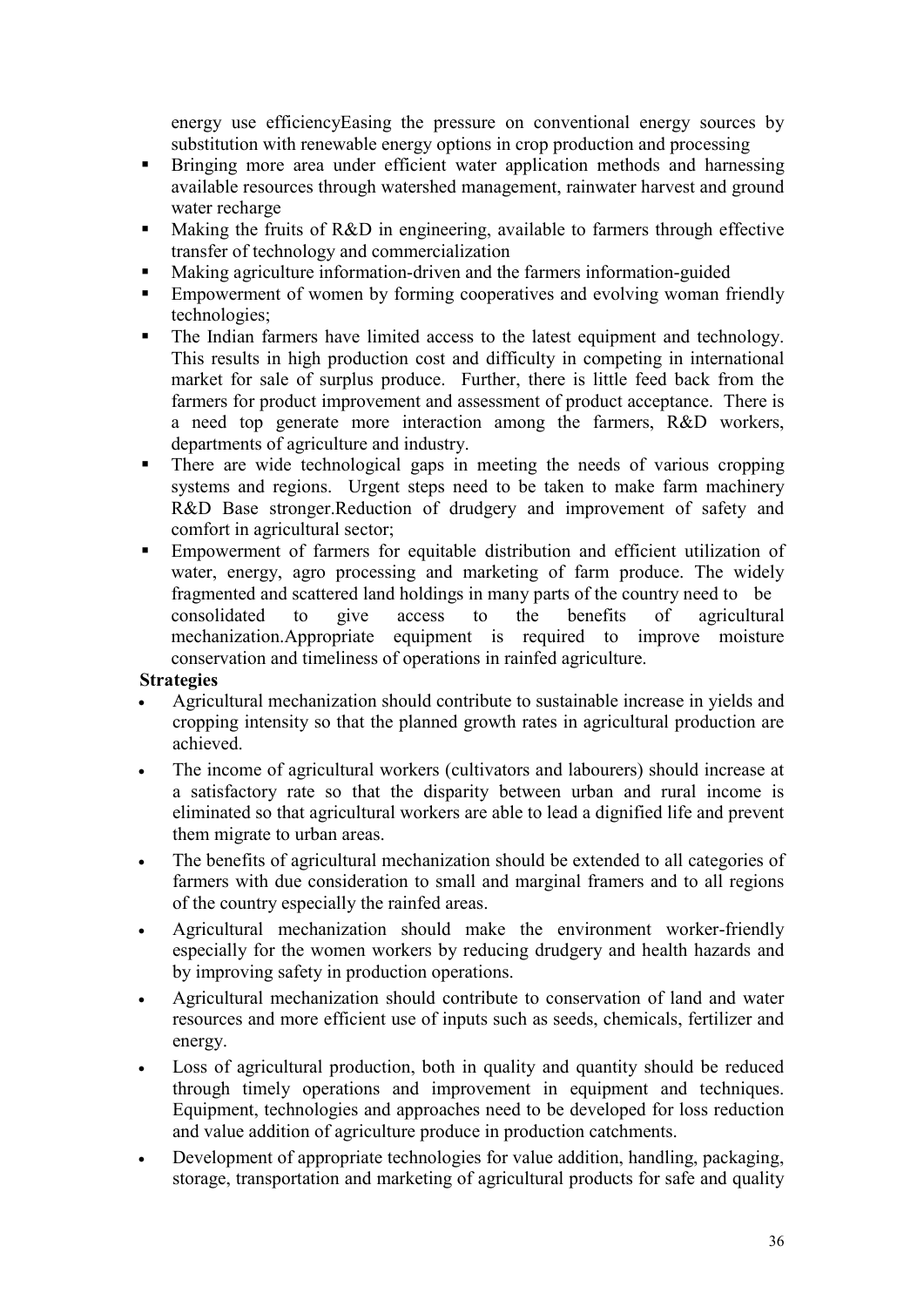energy use efficiencyEasing the pressure on conventional energy sources by substitution with renewable energy options in crop production and processing

- Bringing more area under efficient water application methods and harnessing available resources through watershed management, rainwater harvest and ground water recharge
- Making the fruits of R&D in engineering, available to farmers through effective transfer of technology and commercialization
- Making agriculture information-driven and the farmers information-guided
- Empowerment of women by forming cooperatives and evolving woman friendly technologies;
- The Indian farmers have limited access to the latest equipment and technology. This results in high production cost and difficulty in competing in international market for sale of surplus produce. Further, there is little feed back from the farmers for product improvement and assessment of product acceptance. There is a need top generate more interaction among the farmers, R&D workers, departments of agriculture and industry.
- There are wide technological gaps in meeting the needs of various cropping systems and regions. Urgent steps need to be taken to make farm machinery R&D Base stronger.Reduction of drudgery and improvement of safety and comfort in agricultural sector;
- Empowerment of farmers for equitable distribution and efficient utilization of water, energy, agro processing and marketing of farm produce. The widely fragmented and scattered land holdings in many parts of the country need to be consolidated to give access to the benefits of agricultural mechanization.Appropriate equipment is required to improve moisture conservation and timeliness of operations in rainfed agriculture.

**Strategies**

- Agricultural mechanization should contribute to sustainable increase in yields and cropping intensity so that the planned growth rates in agricultural production are achieved.
- The income of agricultural workers (cultivators and labourers) should increase at a satisfactory rate so that the disparity between urban and rural income is eliminated so that agricultural workers are able to lead a dignified life and prevent them migrate to urban areas.
- The benefits of agricultural mechanization should be extended to all categories of farmers with due consideration to small and marginal framers and to all regions of the country especially the rainfed areas.
- Agricultural mechanization should make the environment worker-friendly especially for the women workers by reducing drudgery and health hazards and by improving safety in production operations.
- Agricultural mechanization should contribute to conservation of land and water resources and more efficient use of inputs such as seeds, chemicals, fertilizer and energy.
- Loss of agricultural production, both in quality and quantity should be reduced through timely operations and improvement in equipment and techniques. Equipment, technologies and approaches need to be developed for loss reduction and value addition of agriculture produce in production catchments.
- Development of appropriate technologies for value addition, handling, packaging, storage, transportation and marketing of agricultural products for safe and quality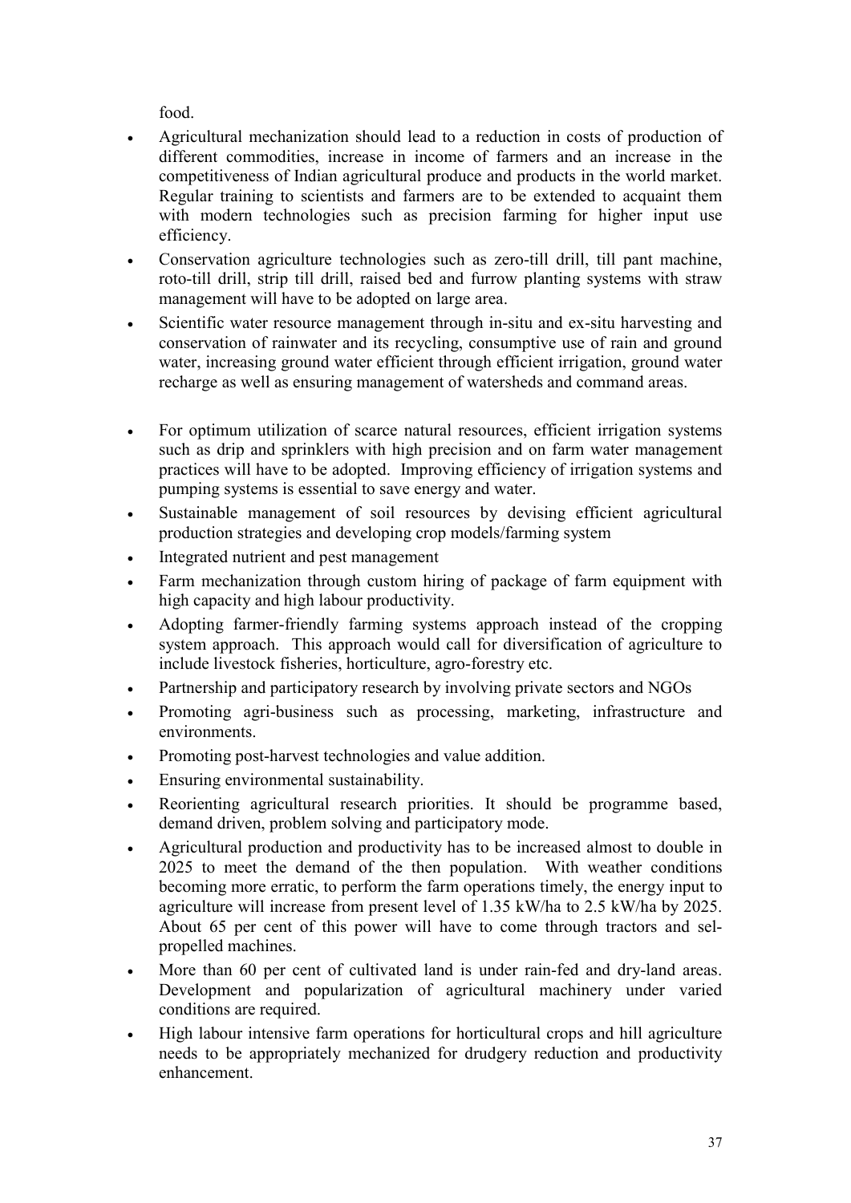food.

- Agricultural mechanization should lead to a reduction in costs of production of different commodities, increase in income of farmers and an increase in the competitiveness of Indian agricultural produce and products in the world market. Regular training to scientists and farmers are to be extended to acquaint them with modern technologies such as precision farming for higher input use efficiency.
- Conservation agriculture technologies such as zero-till drill, till pant machine, roto-till drill, strip till drill, raised bed and furrow planting systems with straw management will have to be adopted on large area.
- Scientific water resource management through in-situ and ex-situ harvesting and conservation of rainwater and its recycling, consumptive use of rain and ground water, increasing ground water efficient through efficient irrigation, ground water recharge as well as ensuring management of watersheds and command areas.
- For optimum utilization of scarce natural resources, efficient irrigation systems such as drip and sprinklers with high precision and on farm water management practices will have to be adopted. Improving efficiency of irrigation systems and pumping systems is essential to save energy and water.
- Sustainable management of soil resources by devising efficient agricultural production strategies and developing crop models/farming system
- Integrated nutrient and pest management
- Farm mechanization through custom hiring of package of farm equipment with high capacity and high labour productivity.
- Adopting farmer-friendly farming systems approach instead of the cropping system approach. This approach would call for diversification of agriculture to include livestock fisheries, horticulture, agro-forestry etc.
- Partnership and participatory research by involving private sectors and NGOs
- Promoting agri-business such as processing, marketing, infrastructure and environments.
- Promoting post-harvest technologies and value addition.
- Ensuring environmental sustainability.
- Reorienting agricultural research priorities. It should be programme based, demand driven, problem solving and participatory mode.
- Agricultural production and productivity has to be increased almost to double in 2025 to meet the demand of the then population. With weather conditions becoming more erratic, to perform the farm operations timely, the energy input to agriculture will increase from present level of 1.35 kW/ha to 2.5 kW/ha by 2025. About 65 per cent of this power will have to come through tractors and sel-propelled machines.
- More than 60 per cent of cultivated land is under rain-fed and dry-land areas. Development and popularization of agricultural machinery under varied conditions are required.
- High labour intensive farm operations for horticultural crops and hill agriculture needs to be appropriately mechanized for drudgery reduction and productivity enhancement.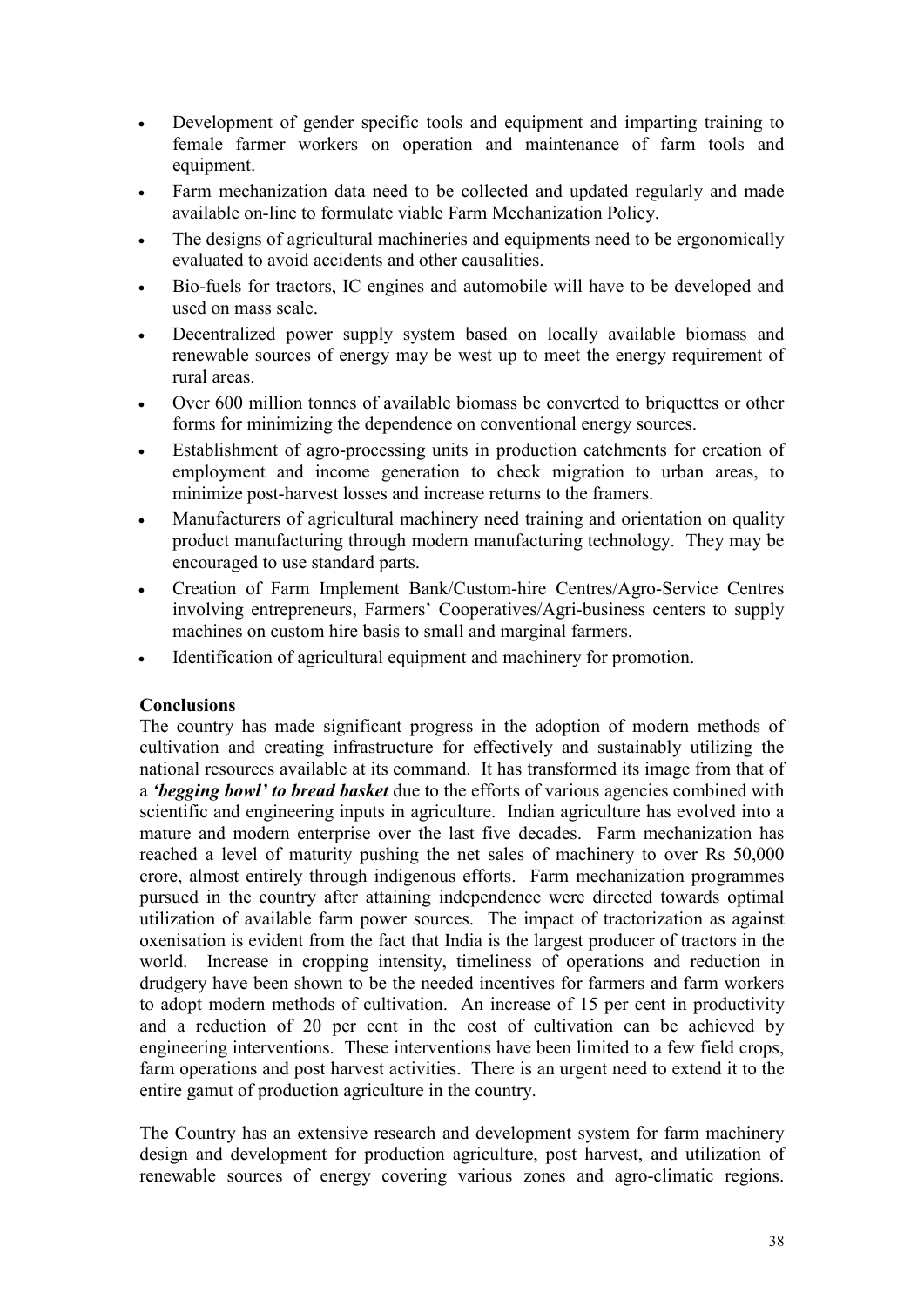- Development of gender specific tools and equipment and imparting training to female farmer workers on operation and maintenance of farm tools and equipment.
- Farm mechanization data need to be collected and updated regularly and made available on-line to formulate viable Farm Mechanization Policy.
- The designs of agricultural machineries and equipments need to be ergonomically evaluated to avoid accidents and other causalities.
- Bio-fuels for tractors, IC engines and automobile will have to be developed and used on mass scale.
- Decentralized power supply system based on locally available biomass and renewable sources of energy may be west up to meet the energy requirement of rural areas.
- Over 600 million tonnes of available biomass be converted to briquettes or other forms for minimizing the dependence on conventional energy sources.
- Establishment of agro-processing units in production catchments for creation of employment and income generation to check migration to urban areas, to minimize post-harvest losses and increase returns to the framers.
- Manufacturers of agricultural machinery need training and orientation on quality product manufacturing through modern manufacturing technology. They may be encouraged to use standard parts.
- Creation of Farm Implement Bank/Custom-hire Centres/Agro-Service Centres involving entrepreneurs, Farmers' Cooperatives/Agri-business centers to supply machines on custom hire basis to small and marginal farmers.
- Identification of agricultural equipment and machinery for promotion.

**Conclusions**

The country has made significant progress in the adoption of modern methods of cultivation and creating infrastructure for effectively and sustainably utilizing the national resources available at its command. It has transformed its image from that of a ***'begging bowl' to bread basket*** due to the efforts of various agencies combined with scientific and engineering inputs in agriculture. Indian agriculture has evolved into a mature and modern enterprise over the last five decades. Farm mechanization has reached a level of maturity pushing the net sales of machinery to over Rs 50,000 crore, almost entirely through indigenous efforts. Farm mechanization programmes pursued in the country after attaining independence were directed towards optimal utilization of available farm power sources. The impact of tractorization as against oxenisation is evident from the fact that India is the largest producer of tractors in the world. Increase in cropping intensity, timeliness of operations and reduction in drudgery have been shown to be the needed incentives for farmers and farm workers to adopt modern methods of cultivation. An increase of 15 per cent in productivity and a reduction of 20 per cent in the cost of cultivation can be achieved by engineering interventions. These interventions have been limited to a few field crops, farm operations and post harvest activities. There is an urgent need to extend it to the entire gamut of production agriculture in the country.

The Country has an extensive research and development system for farm machinery design and development for production agriculture, post harvest, and utilization of renewable sources of energy covering various zones and agro-climatic regions.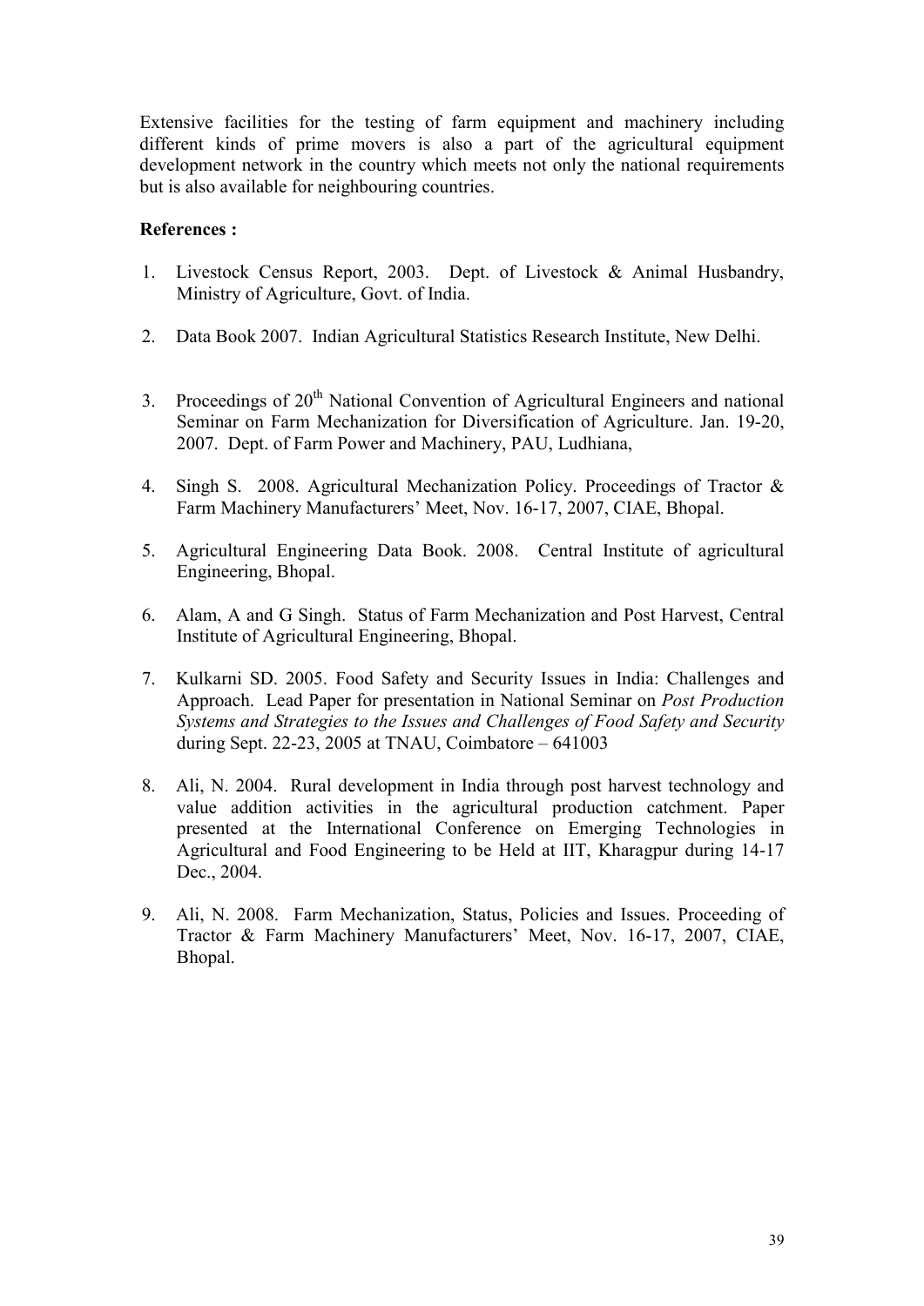Extensive facilities for the testing of farm equipment and machinery including different kinds of prime movers is also a part of the agricultural equipment development network in the country which meets not only the national requirements but is also available for neighbouring countries.

**References :**

1. Livestock Census Report, 2003. Dept. of Livestock & Animal Husbandry, Ministry of Agriculture, Govt. of India.

2. Data Book 2007. Indian Agricultural Statistics Research Institute, New Delhi.

3. Proceedings of 20th National Convention of Agricultural Engineers and national Seminar on Farm Mechanization for Diversification of Agriculture. Jan. 19-20, 2007. Dept. of Farm Power and Machinery, PAU, Ludhiana,

4. Singh S. 2008. Agricultural Mechanization Policy. Proceedings of Tractor & Farm Machinery Manufacturers' Meet, Nov. 16-17, 2007, CIAE, Bhopal.

5. Agricultural Engineering Data Book. 2008. Central Institute of agricultural Engineering, Bhopal.

6. Alam, A and G Singh. Status of Farm Mechanization and Post Harvest, Central Institute of Agricultural Engineering, Bhopal.

7. Kulkarni SD. 2005. Food Safety and Security Issues in India: Challenges and Approach. Lead Paper for presentation in National Seminar on *Post Production Systems and Strategies to the Issues and Challenges of Food Safety and Security* during Sept. 22-23, 2005 at TNAU, Coimbatore – 641003

8. Ali, N. 2004. Rural development in India through post harvest technology and value addition activities in the agricultural production catchment. Paper presented at the International Conference on Emerging Technologies in Agricultural and Food Engineering to be Held at IIT, Kharagpur during 14-17 Dec., 2004.

9. Ali, N. 2008. Farm Mechanization, Status, Policies and Issues. Proceeding of Tractor & Farm Machinery Manufacturers' Meet, Nov. 16-17, 2007, CIAE, Bhopal.